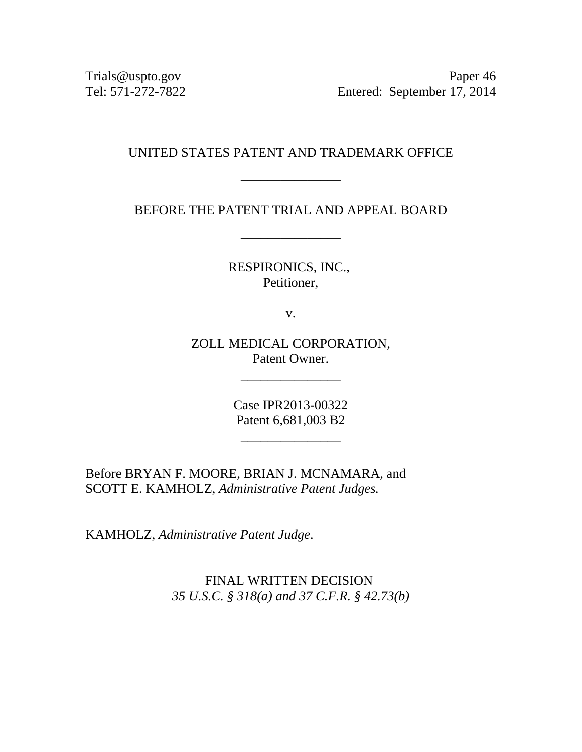Trials@uspto.gov
Tel: 571-272-7822

Paper 46
Entered: September 17, 2014

UNITED STATES PATENT AND TRADEMARK OFFICE

\_\_\_\_\_\_\_\_\_\_\_\_\_\_\_

BEFORE THE PATENT TRIAL AND APPEAL BOARD

\_\_\_\_\_\_\_\_\_\_\_\_\_\_\_

RESPIRONICS, INC.,
Petitioner,

v.

ZOLL MEDICAL CORPORATION,
Patent Owner.

\_\_\_\_\_\_\_\_\_\_\_\_\_\_\_

Case IPR2013-00322
Patent 6,681,003 B2

\_\_\_\_\_\_\_\_\_\_\_\_\_\_\_

Before BRYAN F. MOORE, BRIAN J. MCNAMARA, and SCOTT E. KAMHOLZ, *Administrative Patent Judges.*

KAMHOLZ, *Administrative Patent Judge*.

FINAL WRITTEN DECISION
*35 U.S.C. § 318(a) and 37 C.F.R. § 42.73(b)*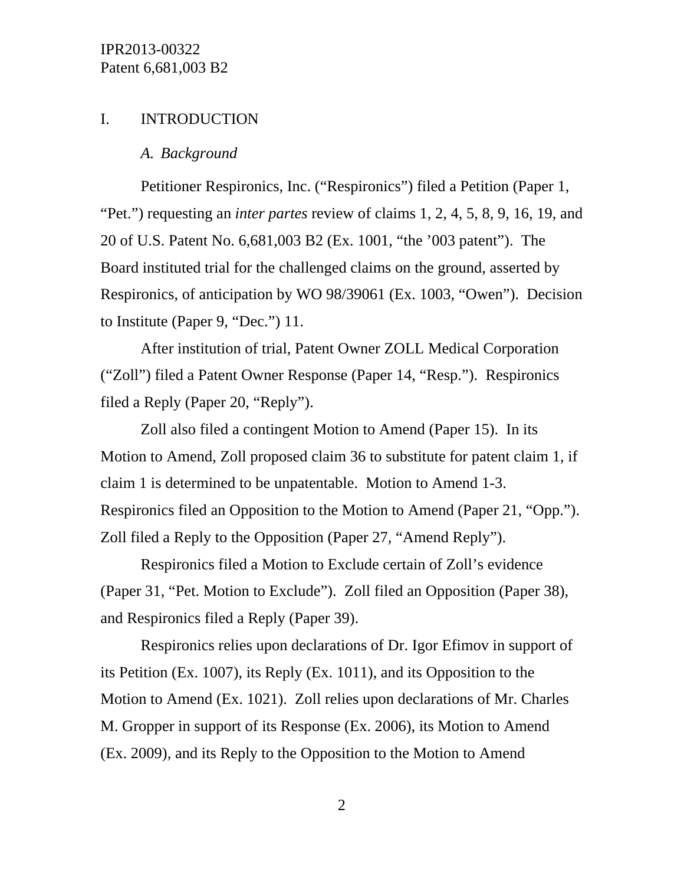# I. INTRODUCTION

## *A. Background*

Petitioner Respironics, Inc. ("Respironics") filed a Petition (Paper 1, "Pet.") requesting an *inter partes* review of claims 1, 2, 4, 5, 8, 9, 16, 19, and 20 of U.S. Patent No. 6,681,003 B2 (Ex. 1001, "the '003 patent"). The Board instituted trial for the challenged claims on the ground, asserted by Respironics, of anticipation by WO 98/39061 (Ex. 1003, "Owen"). Decision to Institute (Paper 9, "Dec.") 11.

After institution of trial, Patent Owner ZOLL Medical Corporation ("Zoll") filed a Patent Owner Response (Paper 14, "Resp."). Respironics filed a Reply (Paper 20, "Reply").

Zoll also filed a contingent Motion to Amend (Paper 15). In its Motion to Amend, Zoll proposed claim 36 to substitute for patent claim 1, if claim 1 is determined to be unpatentable. Motion to Amend 1-3. Respironics filed an Opposition to the Motion to Amend (Paper 21, "Opp."). Zoll filed a Reply to the Opposition (Paper 27, "Amend Reply").

Respironics filed a Motion to Exclude certain of Zoll's evidence (Paper 31, "Pet. Motion to Exclude"). Zoll filed an Opposition (Paper 38), and Respironics filed a Reply (Paper 39).

Respironics relies upon declarations of Dr. Igor Efimov in support of its Petition (Ex. 1007), its Reply (Ex. 1011), and its Opposition to the Motion to Amend (Ex. 1021). Zoll relies upon declarations of Mr. Charles M. Gropper in support of its Response (Ex. 2006), its Motion to Amend (Ex. 2009), and its Reply to the Opposition to the Motion to Amend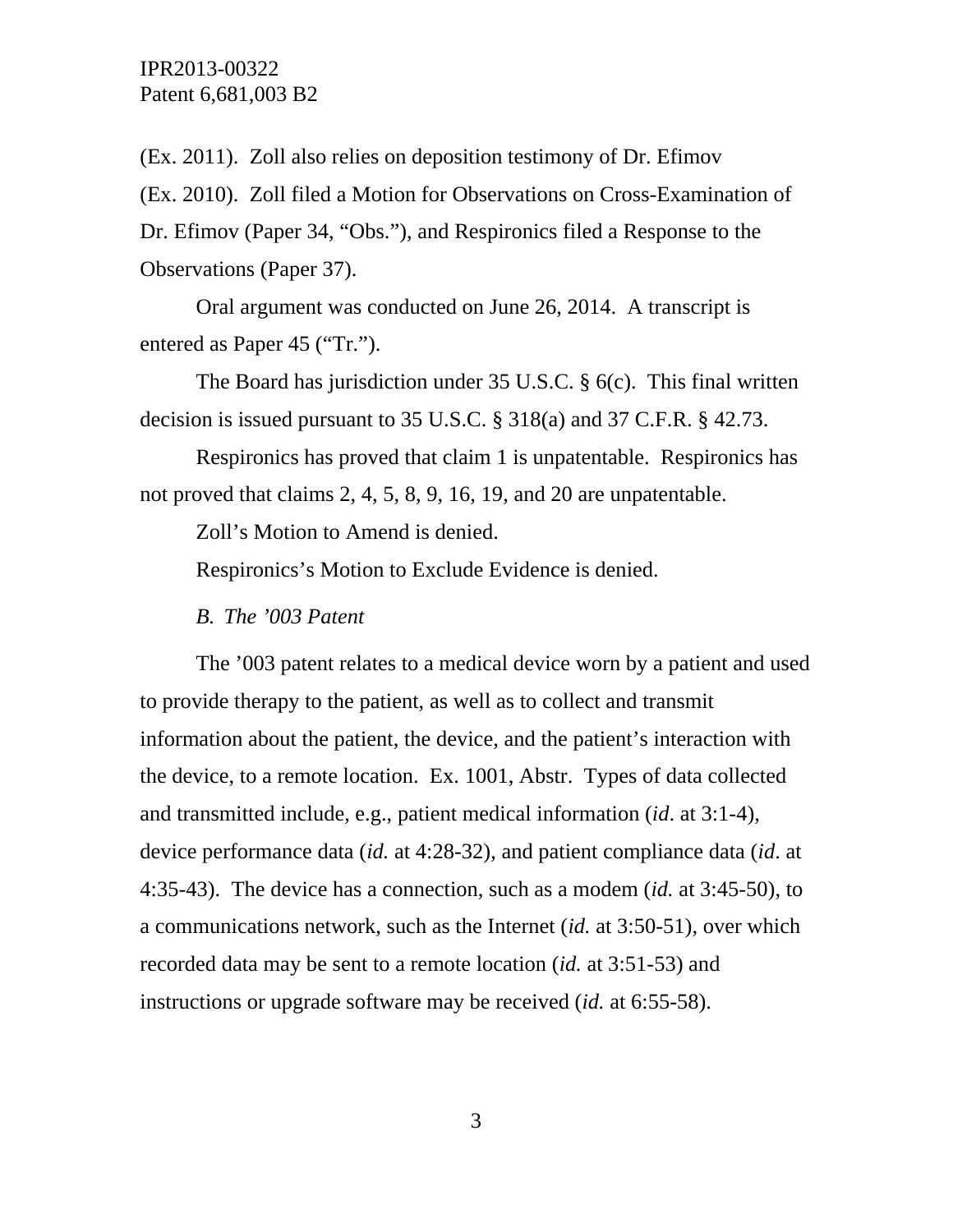(Ex. 2011). Zoll also relies on deposition testimony of Dr. Efimov (Ex. 2010). Zoll filed a Motion for Observations on Cross-Examination of Dr. Efimov (Paper 34, "Obs."), and Respironics filed a Response to the Observations (Paper 37).

Oral argument was conducted on June 26, 2014. A transcript is entered as Paper 45 ("Tr.").

The Board has jurisdiction under 35 U.S.C. § 6(c). This final written decision is issued pursuant to 35 U.S.C. § 318(a) and 37 C.F.R. § 42.73.

Respironics has proved that claim 1 is unpatentable. Respironics has not proved that claims 2, 4, 5, 8, 9, 16, 19, and 20 are unpatentable.

Zoll's Motion to Amend is denied.

Respironics's Motion to Exclude Evidence is denied.

### *B. The '003 Patent*

The '003 patent relates to a medical device worn by a patient and used to provide therapy to the patient, as well as to collect and transmit information about the patient, the device, and the patient's interaction with the device, to a remote location. Ex. 1001, Abstr. Types of data collected and transmitted include, e.g., patient medical information (*id*. at 3:1-4), device performance data (*id.* at 4:28-32), and patient compliance data (*id*. at 4:35-43). The device has a connection, such as a modem (*id.* at 3:45-50), to a communications network, such as the Internet (*id.* at 3:50-51), over which recorded data may be sent to a remote location (*id.* at 3:51-53) and instructions or upgrade software may be received (*id.* at 6:55-58).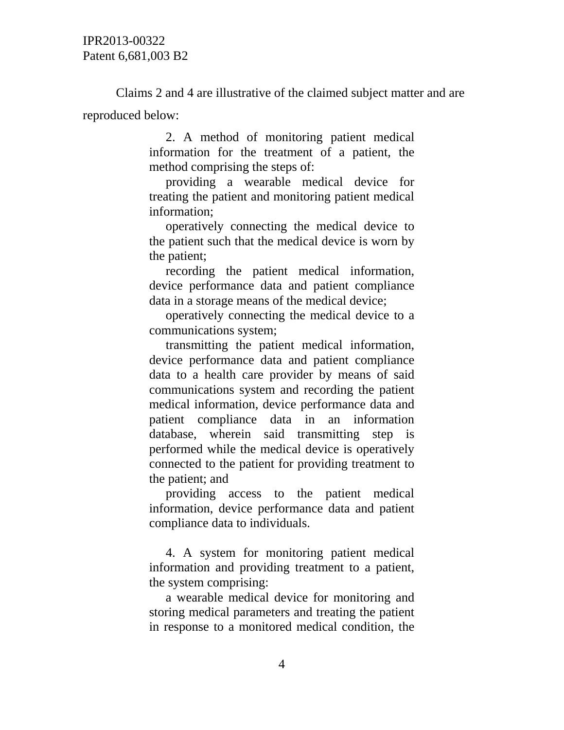Claims 2 and 4 are illustrative of the claimed subject matter and are reproduced below:

> 2. A method of monitoring patient medical information for the treatment of a patient, the method comprising the steps of:
>
> providing a wearable medical device for treating the patient and monitoring patient medical information;
>
> operatively connecting the medical device to the patient such that the medical device is worn by the patient;
>
> recording the patient medical information, device performance data and patient compliance data in a storage means of the medical device;
>
> operatively connecting the medical device to a communications system;
>
> transmitting the patient medical information, device performance data and patient compliance data to a health care provider by means of said communications system and recording the patient medical information, device performance data and patient compliance data in an information database, wherein said transmitting step is performed while the medical device is operatively connected to the patient for providing treatment to the patient; and
>
> providing access to the patient medical information, device performance data and patient compliance data to individuals.
>
> 4. A system for monitoring patient medical information and providing treatment to a patient, the system comprising:
>
> a wearable medical device for monitoring and storing medical parameters and treating the patient in response to a monitored medical condition, the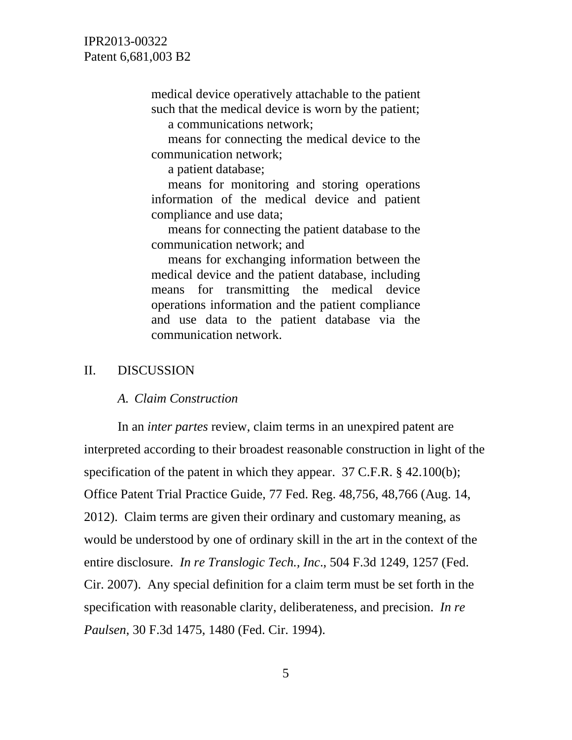> medical device operatively attachable to the patient such that the medical device is worn by the patient;
>
> a communications network;
>
> means for connecting the medical device to the communication network;
>
> a patient database;
>
> means for monitoring and storing operations information of the medical device and patient compliance and use data;
>
> means for connecting the patient database to the communication network; and
>
> means for exchanging information between the medical device and the patient database, including means for transmitting the medical device operations information and the patient compliance and use data to the patient database via the communication network.

## II. DISCUSSION

### *A. Claim Construction*

In an *inter partes* review, claim terms in an unexpired patent are interpreted according to their broadest reasonable construction in light of the specification of the patent in which they appear. 37 C.F.R. § 42.100(b); Office Patent Trial Practice Guide, 77 Fed. Reg. 48,756, 48,766 (Aug. 14, 2012). Claim terms are given their ordinary and customary meaning, as would be understood by one of ordinary skill in the art in the context of the entire disclosure. *In re Translogic Tech., Inc*., 504 F.3d 1249, 1257 (Fed. Cir. 2007). Any special definition for a claim term must be set forth in the specification with reasonable clarity, deliberateness, and precision. *In re Paulsen*, 30 F.3d 1475, 1480 (Fed. Cir. 1994).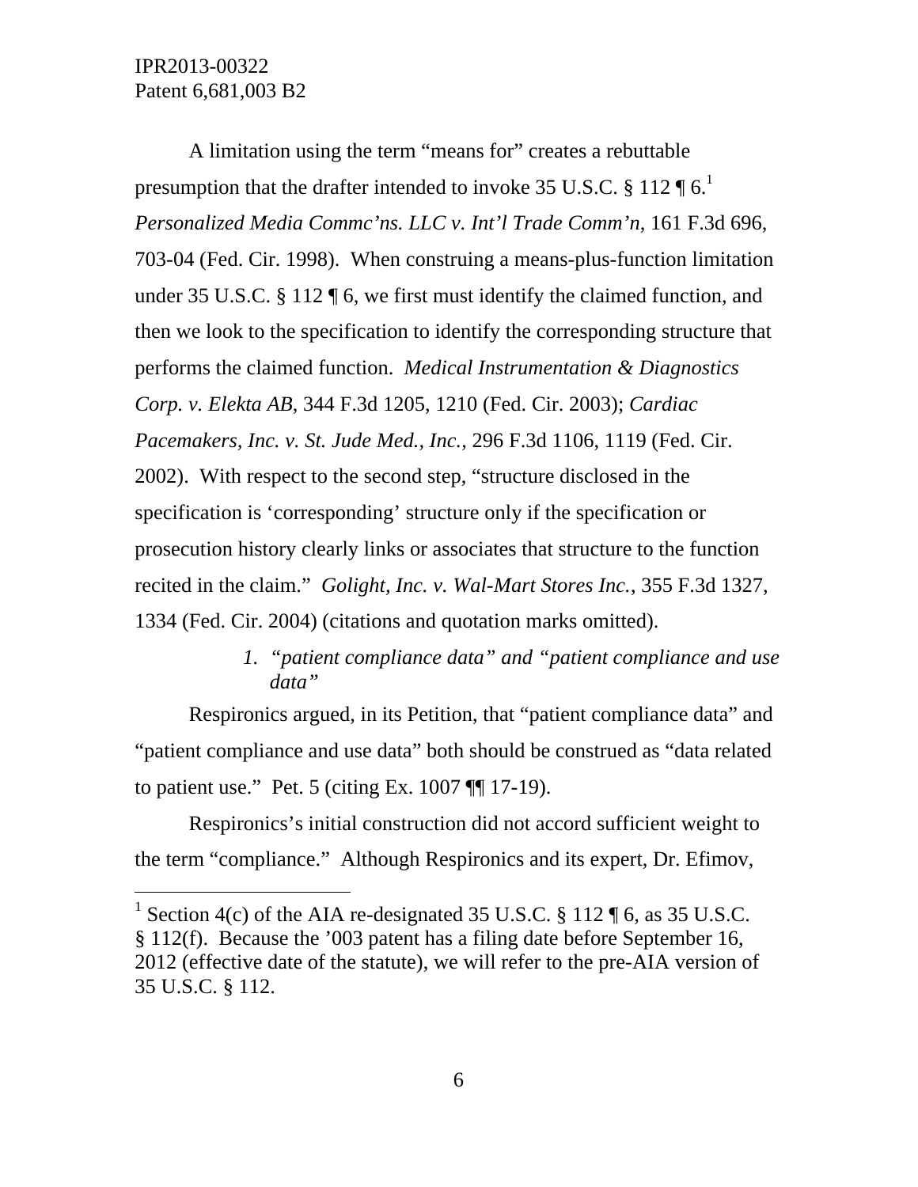A limitation using the term "means for" creates a rebuttable presumption that the drafter intended to invoke 35 U.S.C. § 112 ¶ 6.[1] *Personalized Media Commc'ns. LLC v. Int'l Trade Comm'n*, 161 F.3d 696, 703-04 (Fed. Cir. 1998). When construing a means-plus-function limitation under 35 U.S.C. § 112 ¶ 6, we first must identify the claimed function, and then we look to the specification to identify the corresponding structure that performs the claimed function. *Medical Instrumentation & Diagnostics Corp. v. Elekta AB*, 344 F.3d 1205, 1210 (Fed. Cir. 2003); *Cardiac Pacemakers, Inc. v. St. Jude Med., Inc.*, 296 F.3d 1106, 1119 (Fed. Cir. 2002). With respect to the second step, "structure disclosed in the specification is 'corresponding' structure only if the specification or prosecution history clearly links or associates that structure to the function recited in the claim." *Golight, Inc. v. Wal-Mart Stores Inc.*, 355 F.3d 1327, 1334 (Fed. Cir. 2004) (citations and quotation marks omitted).

### *1. "patient compliance data" and "patient compliance and use data"*

Respironics argued, in its Petition, that "patient compliance data" and "patient compliance and use data" both should be construed as "data related to patient use." Pet. 5 (citing Ex. 1007 ¶¶ 17-19).

Respironics's initial construction did not accord sufficient weight to the term "compliance." Although Respironics and its expert, Dr. Efimov,

[1] Section 4(c) of the AIA re-designated 35 U.S.C. § 112 ¶ 6, as 35 U.S.C. § 112(f). Because the '003 patent has a filing date before September 16, 2012 (effective date of the statute), we will refer to the pre-AIA version of 35 U.S.C. § 112.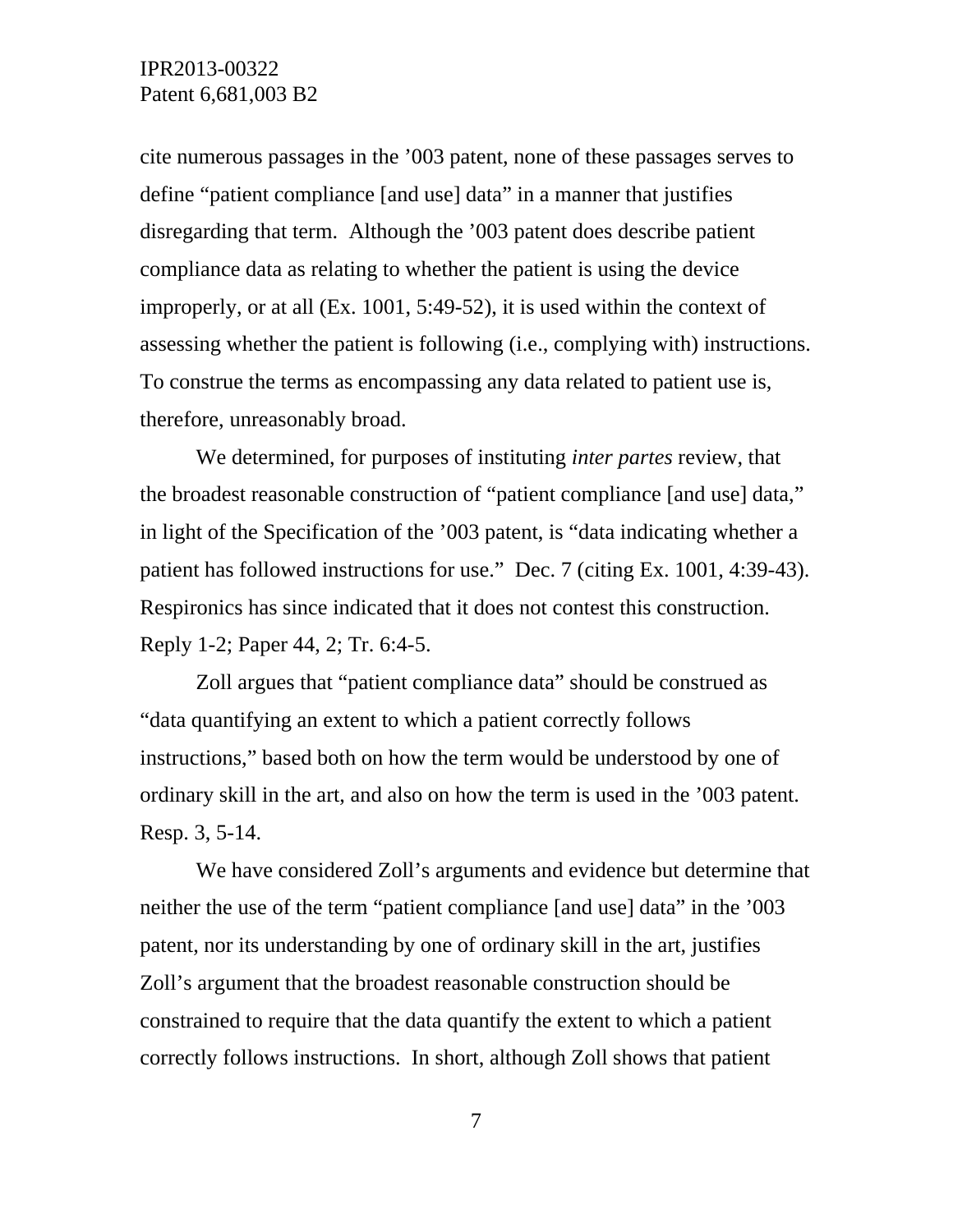cite numerous passages in the ’003 patent, none of these passages serves to define “patient compliance [and use] data” in a manner that justifies disregarding that term. Although the ’003 patent does describe patient compliance data as relating to whether the patient is using the device improperly, or at all (Ex. 1001, 5:49-52), it is used within the context of assessing whether the patient is following (i.e., complying with) instructions. To construe the terms as encompassing any data related to patient use is, therefore, unreasonably broad.

We determined, for purposes of instituting *inter partes* review, that the broadest reasonable construction of “patient compliance [and use] data,” in light of the Specification of the ’003 patent, is “data indicating whether a patient has followed instructions for use.” Dec. 7 (citing Ex. 1001, 4:39-43). Respironics has since indicated that it does not contest this construction. Reply 1-2; Paper 44, 2; Tr. 6:4-5.

Zoll argues that “patient compliance data” should be construed as “data quantifying an extent to which a patient correctly follows instructions,” based both on how the term would be understood by one of ordinary skill in the art, and also on how the term is used in the ’003 patent. Resp. 3, 5-14.

We have considered Zoll’s arguments and evidence but determine that neither the use of the term “patient compliance [and use] data” in the ’003 patent, nor its understanding by one of ordinary skill in the art, justifies Zoll’s argument that the broadest reasonable construction should be constrained to require that the data quantify the extent to which a patient correctly follows instructions. In short, although Zoll shows that patient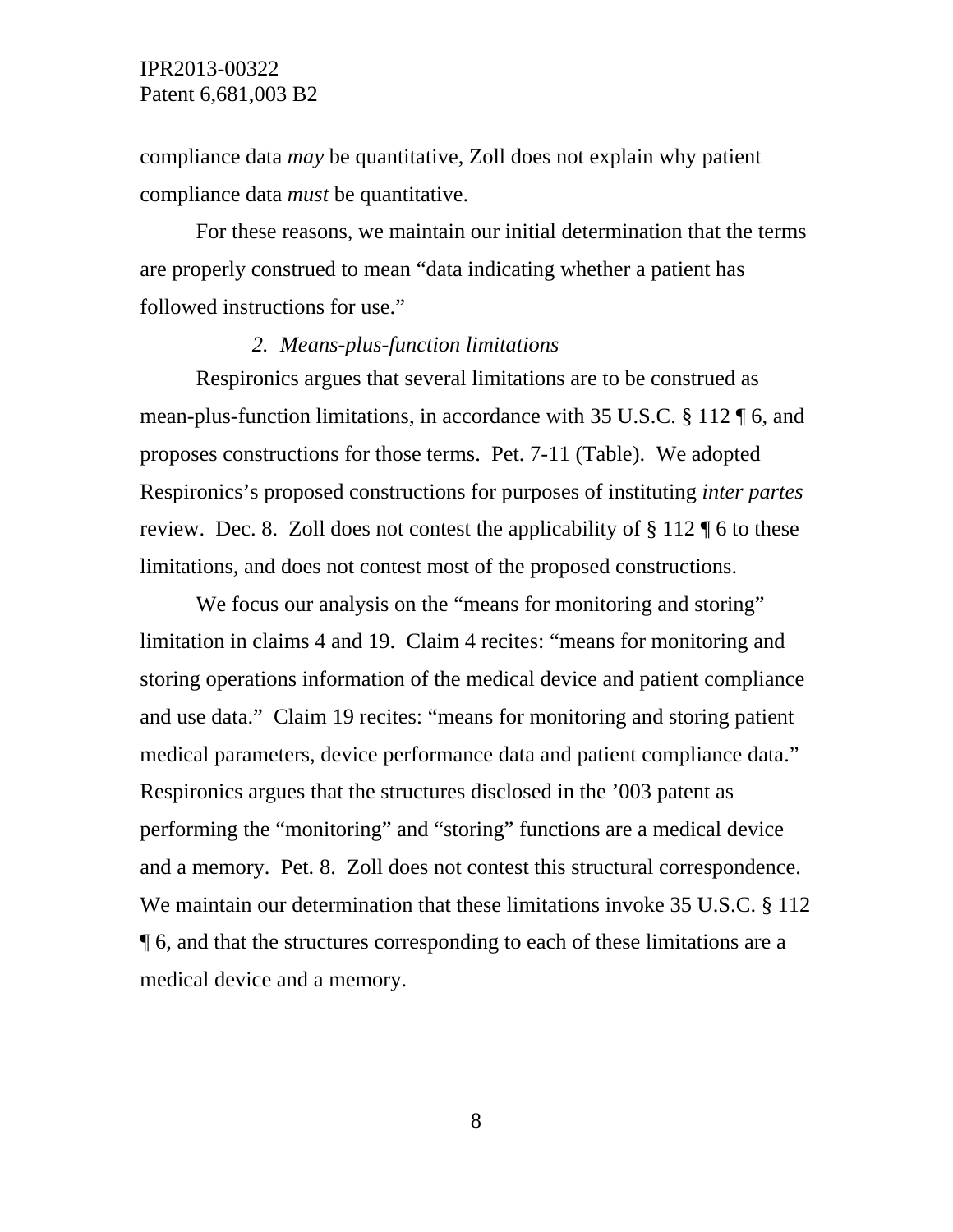compliance data *may* be quantitative, Zoll does not explain why patient compliance data *must* be quantitative.

For these reasons, we maintain our initial determination that the terms are properly construed to mean "data indicating whether a patient has followed instructions for use."

### *2. Means-plus-function limitations*

Respironics argues that several limitations are to be construed as mean-plus-function limitations, in accordance with 35 U.S.C. § 112 ¶ 6, and proposes constructions for those terms. Pet. 7-11 (Table). We adopted Respironics's proposed constructions for purposes of instituting *inter partes* review. Dec. 8. Zoll does not contest the applicability of § 112 ¶ 6 to these limitations, and does not contest most of the proposed constructions.

We focus our analysis on the "means for monitoring and storing" limitation in claims 4 and 19. Claim 4 recites: "means for monitoring and storing operations information of the medical device and patient compliance and use data." Claim 19 recites: "means for monitoring and storing patient medical parameters, device performance data and patient compliance data." Respironics argues that the structures disclosed in the '003 patent as performing the "monitoring" and "storing" functions are a medical device and a memory. Pet. 8. Zoll does not contest this structural correspondence. We maintain our determination that these limitations invoke 35 U.S.C. § 112 ¶ 6, and that the structures corresponding to each of these limitations are a medical device and a memory.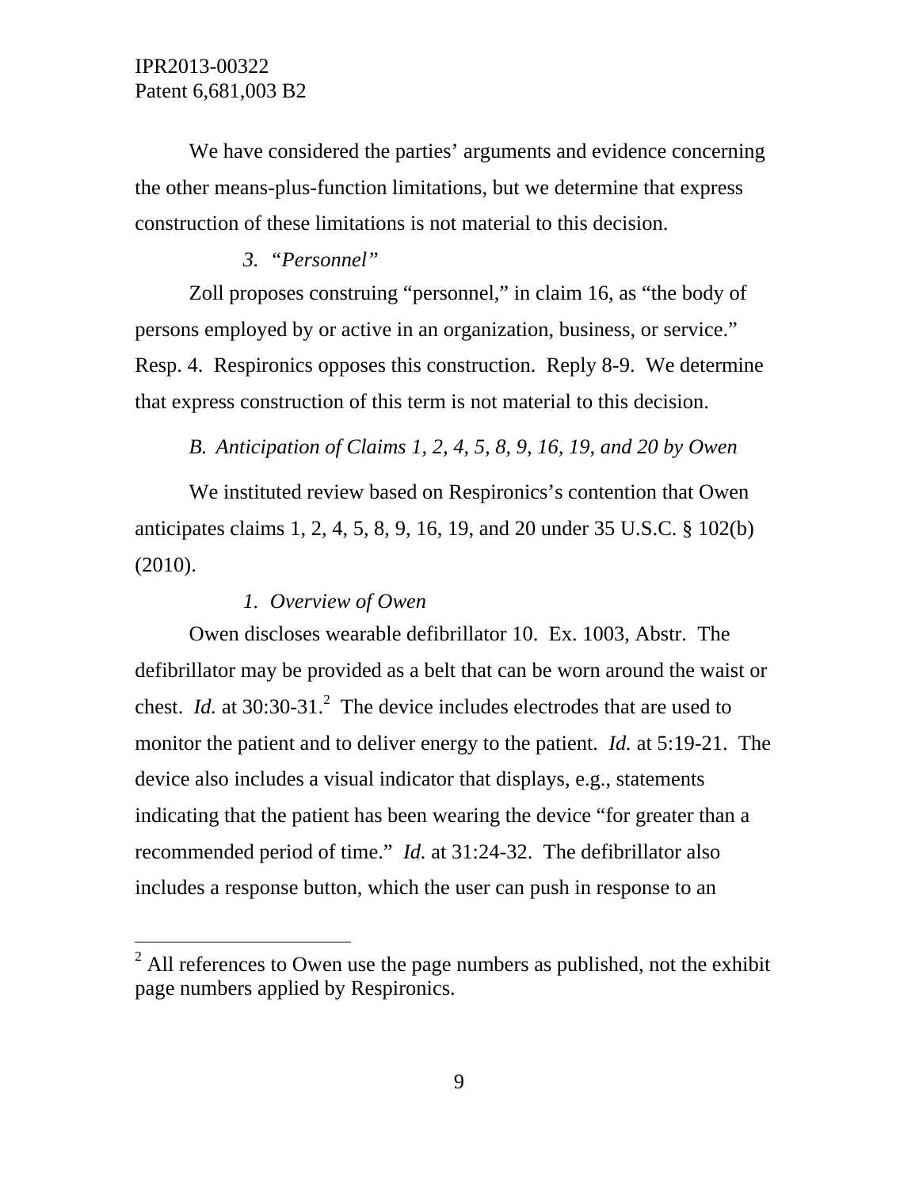We have considered the parties' arguments and evidence concerning the other means-plus-function limitations, but we determine that express construction of these limitations is not material to this decision.

### *3. "Personnel"*

Zoll proposes construing "personnel," in claim 16, as "the body of persons employed by or active in an organization, business, or service." Resp. 4. Respironics opposes this construction. Reply 8-9. We determine that express construction of this term is not material to this decision.

## *B. Anticipation of Claims 1, 2, 4, 5, 8, 9, 16, 19, and 20 by Owen*

We instituted review based on Respironics's contention that Owen anticipates claims 1, 2, 4, 5, 8, 9, 16, 19, and 20 under 35 U.S.C. § 102(b) (2010).

### *1. Overview of Owen*

Owen discloses wearable defibrillator 10. Ex. 1003, Abstr. The defibrillator may be provided as a belt that can be worn around the waist or chest. *Id.* at 30:30-31.[2] The device includes electrodes that are used to monitor the patient and to deliver energy to the patient. *Id.* at 5:19-21. The device also includes a visual indicator that displays, e.g., statements indicating that the patient has been wearing the device "for greater than a recommended period of time." *Id.* at 31:24-32. The defibrillator also includes a response button, which the user can push in response to an

[2] All references to Owen use the page numbers as published, not the exhibit page numbers applied by Respironics.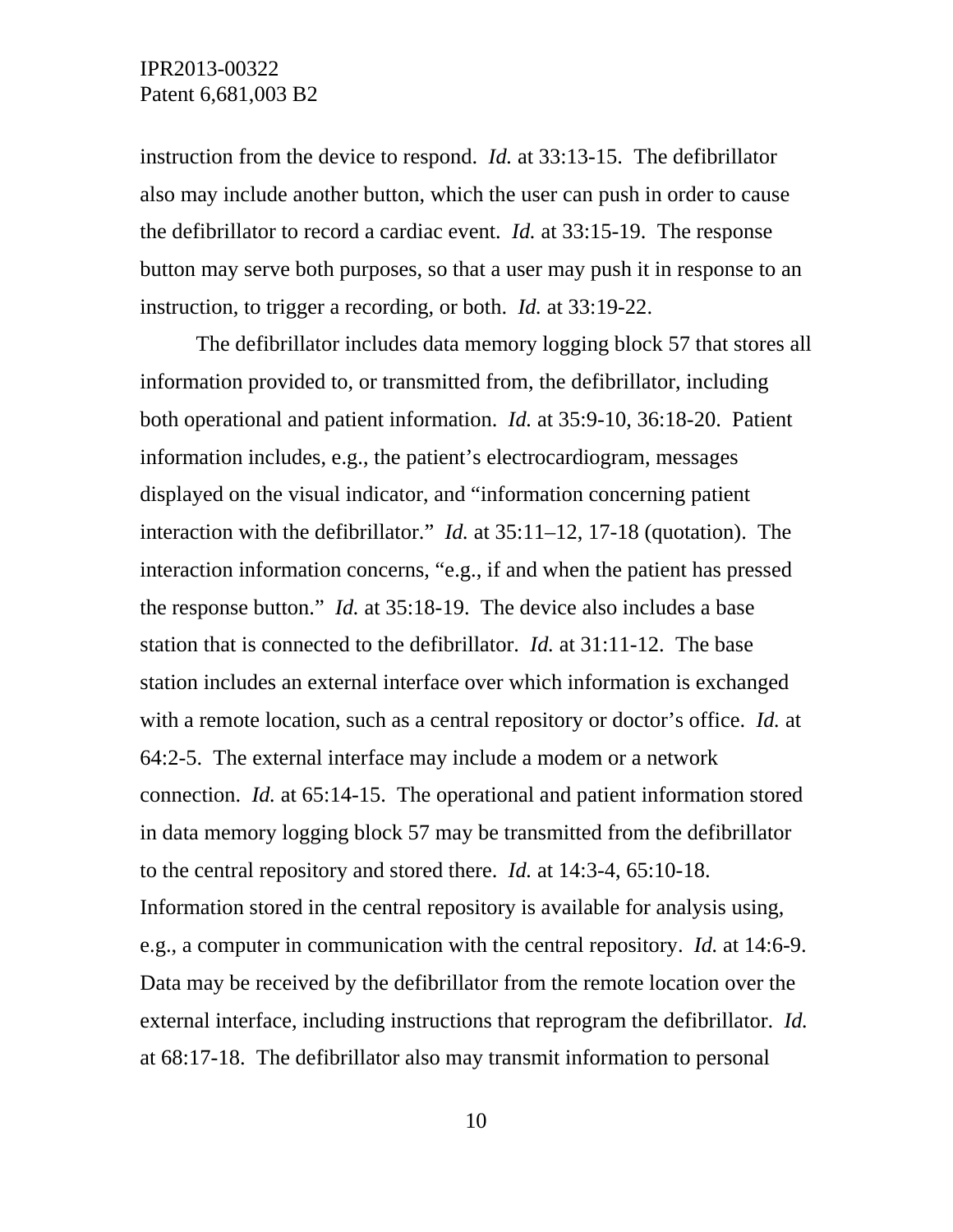instruction from the device to respond. *Id.* at 33:13-15. The defibrillator also may include another button, which the user can push in order to cause the defibrillator to record a cardiac event. *Id.* at 33:15-19. The response button may serve both purposes, so that a user may push it in response to an instruction, to trigger a recording, or both. *Id.* at 33:19-22.

The defibrillator includes data memory logging block 57 that stores all information provided to, or transmitted from, the defibrillator, including both operational and patient information. *Id.* at 35:9-10, 36:18-20. Patient information includes, e.g., the patient's electrocardiogram, messages displayed on the visual indicator, and "information concerning patient interaction with the defibrillator." *Id.* at 35:11–12, 17-18 (quotation). The interaction information concerns, "e.g., if and when the patient has pressed the response button." *Id.* at 35:18-19. The device also includes a base station that is connected to the defibrillator. *Id.* at 31:11-12. The base station includes an external interface over which information is exchanged with a remote location, such as a central repository or doctor's office. *Id.* at 64:2-5. The external interface may include a modem or a network connection. *Id.* at 65:14-15. The operational and patient information stored in data memory logging block 57 may be transmitted from the defibrillator to the central repository and stored there. *Id.* at 14:3-4, 65:10-18. Information stored in the central repository is available for analysis using, e.g., a computer in communication with the central repository. *Id.* at 14:6-9. Data may be received by the defibrillator from the remote location over the external interface, including instructions that reprogram the defibrillator. *Id.* at 68:17-18. The defibrillator also may transmit information to personal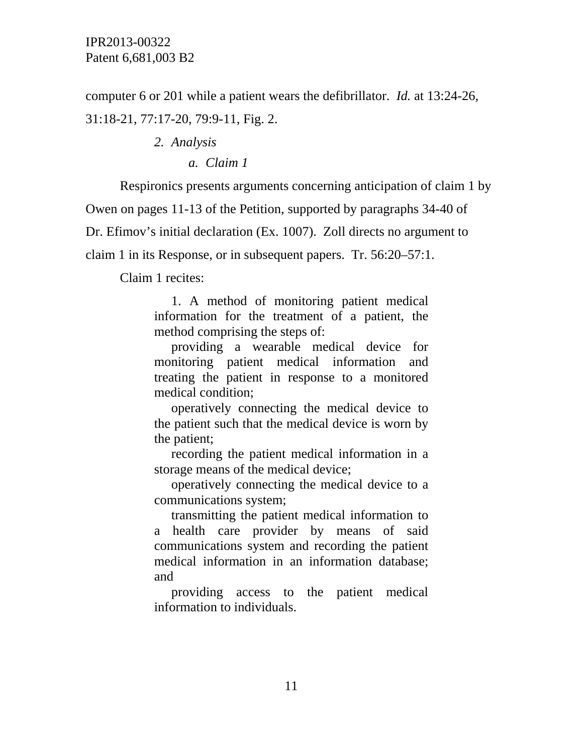computer 6 or 201 while a patient wears the defibrillator. *Id.* at 13:24-26, 31:18-21, 77:17-20, 79:9-11, Fig. 2.

*2. Analysis*

*a. Claim 1*

Respironics presents arguments concerning anticipation of claim 1 by Owen on pages 11-13 of the Petition, supported by paragraphs 34-40 of Dr. Efimov's initial declaration (Ex. 1007). Zoll directs no argument to claim 1 in its Response, or in subsequent papers. Tr. 56:20–57:1.

Claim 1 recites:

> 1. A method of monitoring patient medical information for the treatment of a patient, the method comprising the steps of:
>
> providing a wearable medical device for monitoring patient medical information and treating the patient in response to a monitored medical condition;
>
> operatively connecting the medical device to the patient such that the medical device is worn by the patient;
>
> recording the patient medical information in a storage means of the medical device;
>
> operatively connecting the medical device to a communications system;
>
> transmitting the patient medical information to a health care provider by means of said communications system and recording the patient medical information in an information database; and
>
> providing access to the patient medical information to individuals.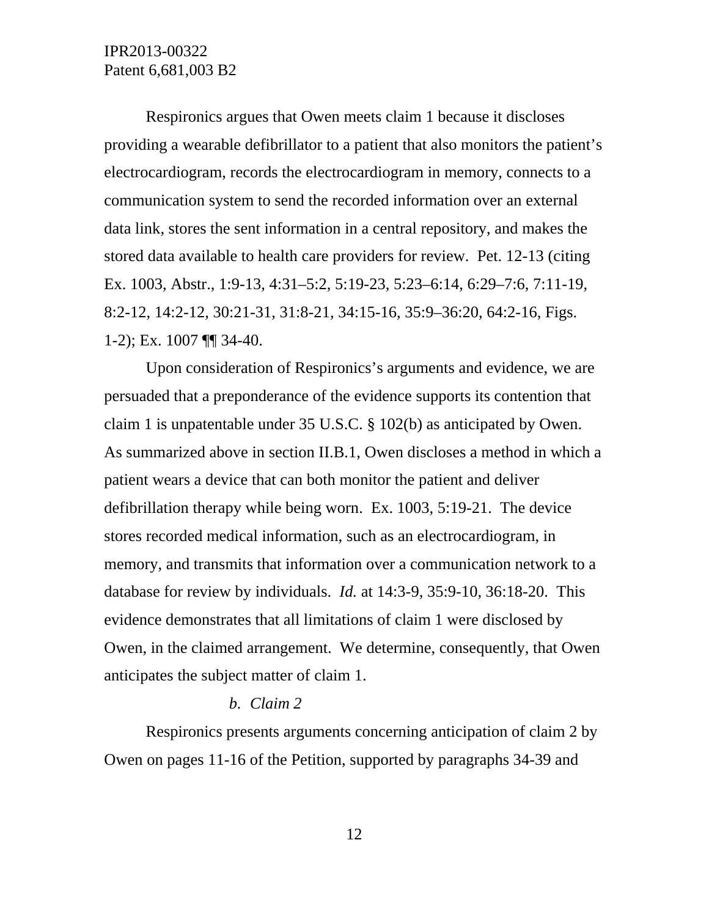Respironics argues that Owen meets claim 1 because it discloses providing a wearable defibrillator to a patient that also monitors the patient's electrocardiogram, records the electrocardiogram in memory, connects to a communication system to send the recorded information over an external data link, stores the sent information in a central repository, and makes the stored data available to health care providers for review. Pet. 12-13 (citing Ex. 1003, Abstr., 1:9-13, 4:31–5:2, 5:19-23, 5:23–6:14, 6:29–7:6, 7:11-19, 8:2-12, 14:2-12, 30:21-31, 31:8-21, 34:15-16, 35:9–36:20, 64:2-16, Figs. 1-2); Ex. 1007 ¶¶ 34-40.

Upon consideration of Respironics's arguments and evidence, we are persuaded that a preponderance of the evidence supports its contention that claim 1 is unpatentable under 35 U.S.C. § 102(b) as anticipated by Owen. As summarized above in section II.B.1, Owen discloses a method in which a patient wears a device that can both monitor the patient and deliver defibrillation therapy while being worn. Ex. 1003, 5:19-21. The device stores recorded medical information, such as an electrocardiogram, in memory, and transmits that information over a communication network to a database for review by individuals. *Id.* at 14:3-9, 35:9-10, 36:18-20. This evidence demonstrates that all limitations of claim 1 were disclosed by Owen, in the claimed arrangement. We determine, consequently, that Owen anticipates the subject matter of claim 1.

*b. Claim 2*

Respironics presents arguments concerning anticipation of claim 2 by Owen on pages 11-16 of the Petition, supported by paragraphs 34-39 and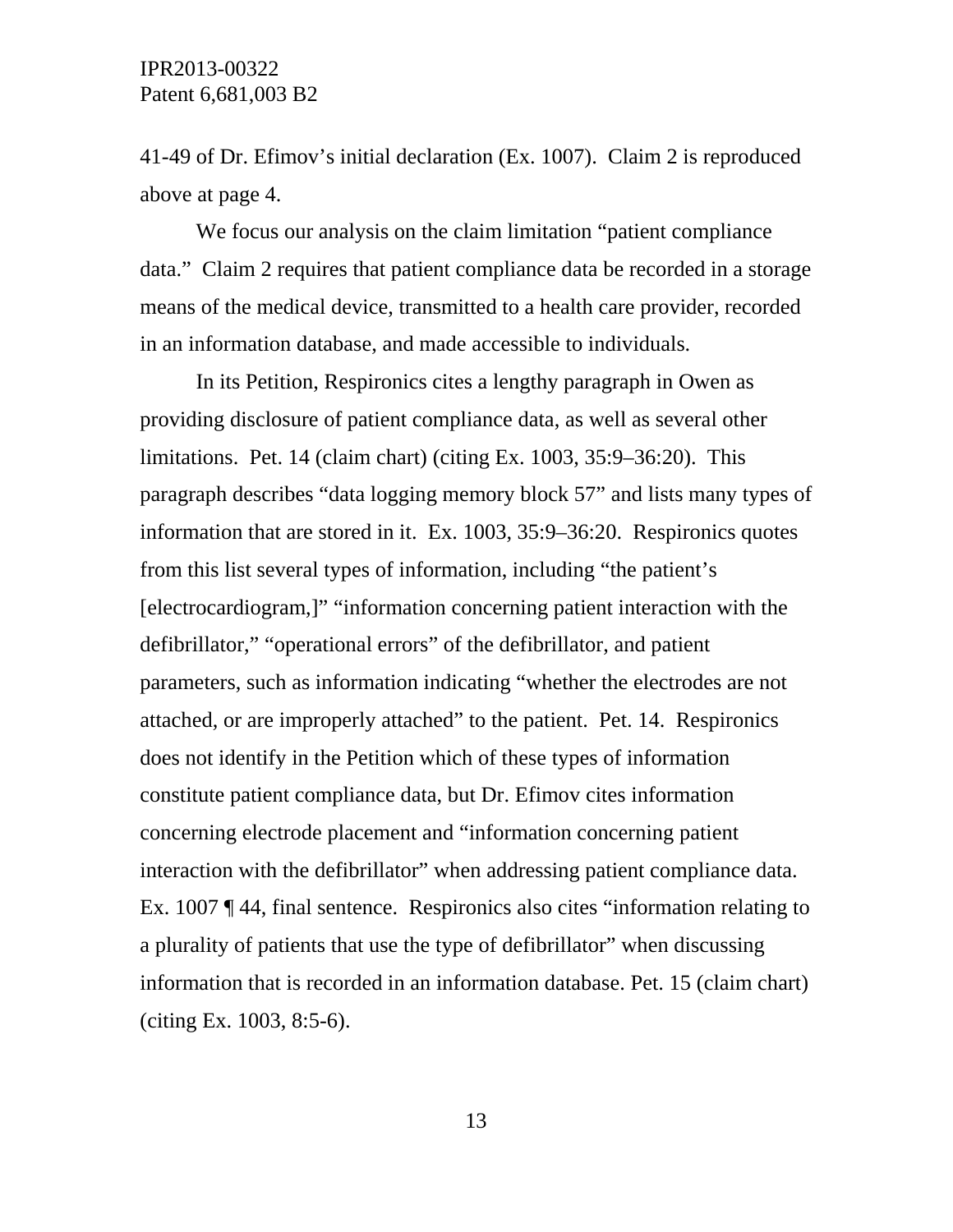41-49 of Dr. Efimov's initial declaration (Ex. 1007). Claim 2 is reproduced above at page 4.

We focus our analysis on the claim limitation "patient compliance data." Claim 2 requires that patient compliance data be recorded in a storage means of the medical device, transmitted to a health care provider, recorded in an information database, and made accessible to individuals.

In its Petition, Respironics cites a lengthy paragraph in Owen as providing disclosure of patient compliance data, as well as several other limitations. Pet. 14 (claim chart) (citing Ex. 1003, 35:9–36:20). This paragraph describes "data logging memory block 57" and lists many types of information that are stored in it. Ex. 1003, 35:9–36:20. Respironics quotes from this list several types of information, including "the patient's [electrocardiogram,]" "information concerning patient interaction with the defibrillator," "operational errors" of the defibrillator, and patient parameters, such as information indicating "whether the electrodes are not attached, or are improperly attached" to the patient. Pet. 14. Respironics does not identify in the Petition which of these types of information constitute patient compliance data, but Dr. Efimov cites information concerning electrode placement and "information concerning patient interaction with the defibrillator" when addressing patient compliance data. Ex. 1007 ¶ 44, final sentence. Respironics also cites "information relating to a plurality of patients that use the type of defibrillator" when discussing information that is recorded in an information database. Pet. 15 (claim chart) (citing Ex. 1003, 8:5-6).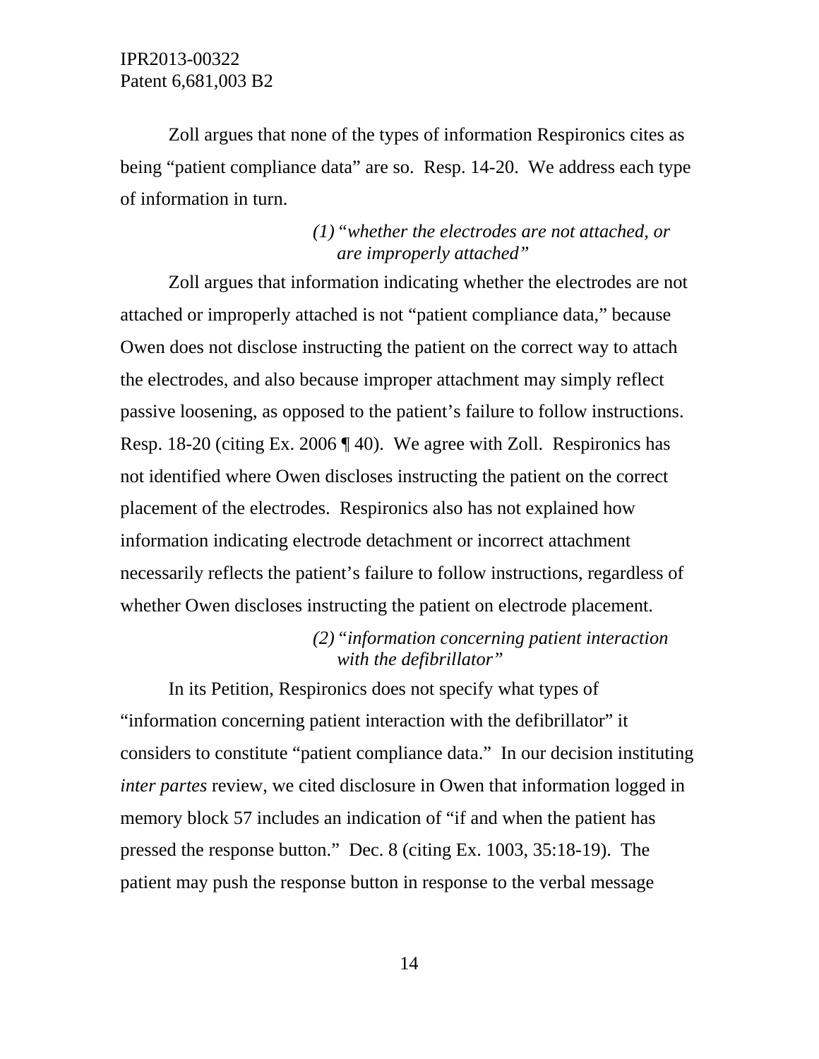Zoll argues that none of the types of information Respironics cites as being "patient compliance data" are so. Resp. 14-20. We address each type of information in turn.

*(1) "whether the electrodes are not attached, or are improperly attached"*

Zoll argues that information indicating whether the electrodes are not attached or improperly attached is not "patient compliance data," because Owen does not disclose instructing the patient on the correct way to attach the electrodes, and also because improper attachment may simply reflect passive loosening, as opposed to the patient's failure to follow instructions. Resp. 18-20 (citing Ex. 2006 ¶ 40). We agree with Zoll. Respironics has not identified where Owen discloses instructing the patient on the correct placement of the electrodes. Respironics also has not explained how information indicating electrode detachment or incorrect attachment necessarily reflects the patient's failure to follow instructions, regardless of whether Owen discloses instructing the patient on electrode placement.

*(2) "information concerning patient interaction with the defibrillator"*

In its Petition, Respironics does not specify what types of "information concerning patient interaction with the defibrillator" it considers to constitute "patient compliance data." In our decision instituting *inter partes* review, we cited disclosure in Owen that information logged in memory block 57 includes an indication of "if and when the patient has pressed the response button." Dec. 8 (citing Ex. 1003, 35:18-19). The patient may push the response button in response to the verbal message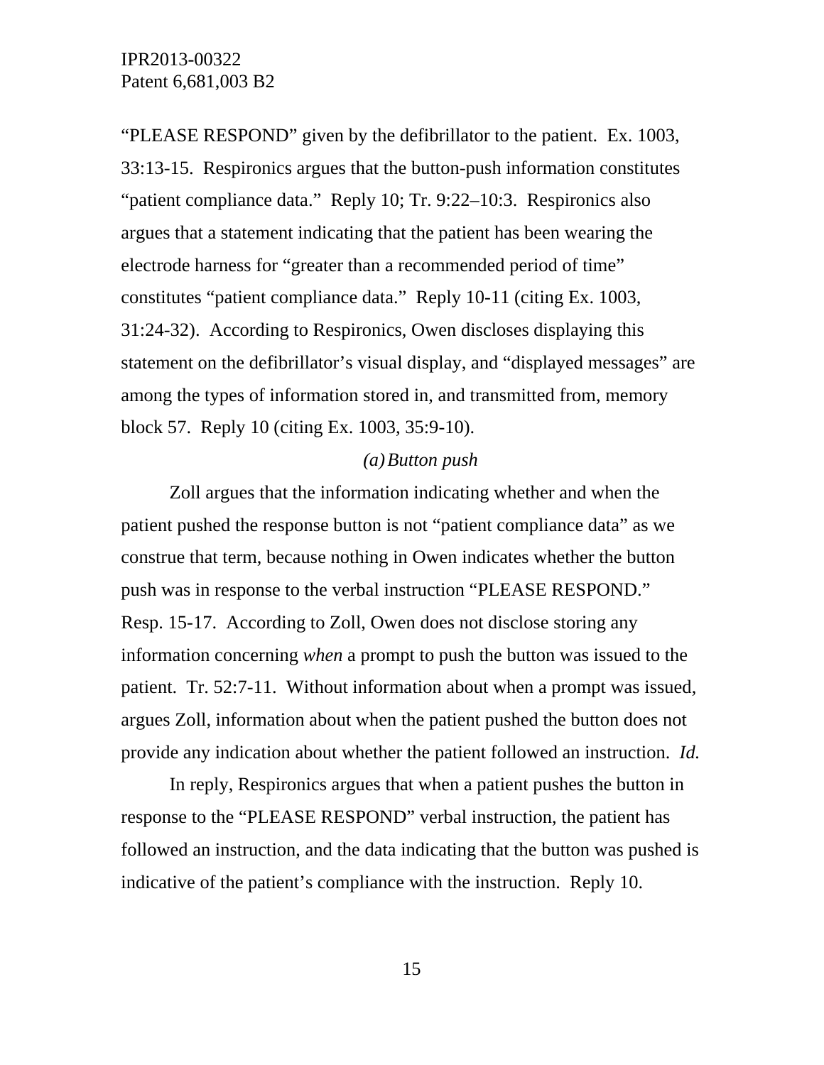"PLEASE RESPOND" given by the defibrillator to the patient. Ex. 1003, 33:13-15. Respironics argues that the button-push information constitutes "patient compliance data." Reply 10; Tr. 9:22–10:3. Respironics also argues that a statement indicating that the patient has been wearing the electrode harness for "greater than a recommended period of time" constitutes "patient compliance data." Reply 10-11 (citing Ex. 1003, 31:24-32). According to Respironics, Owen discloses displaying this statement on the defibrillator's visual display, and "displayed messages" are among the types of information stored in, and transmitted from, memory block 57. Reply 10 (citing Ex. 1003, 35:9-10).

*(a) Button push*

Zoll argues that the information indicating whether and when the patient pushed the response button is not "patient compliance data" as we construe that term, because nothing in Owen indicates whether the button push was in response to the verbal instruction "PLEASE RESPOND." Resp. 15-17. According to Zoll, Owen does not disclose storing any information concerning *when* a prompt to push the button was issued to the patient. Tr. 52:7-11. Without information about when a prompt was issued, argues Zoll, information about when the patient pushed the button does not provide any indication about whether the patient followed an instruction. *Id.*

In reply, Respironics argues that when a patient pushes the button in response to the "PLEASE RESPOND" verbal instruction, the patient has followed an instruction, and the data indicating that the button was pushed is indicative of the patient's compliance with the instruction. Reply 10.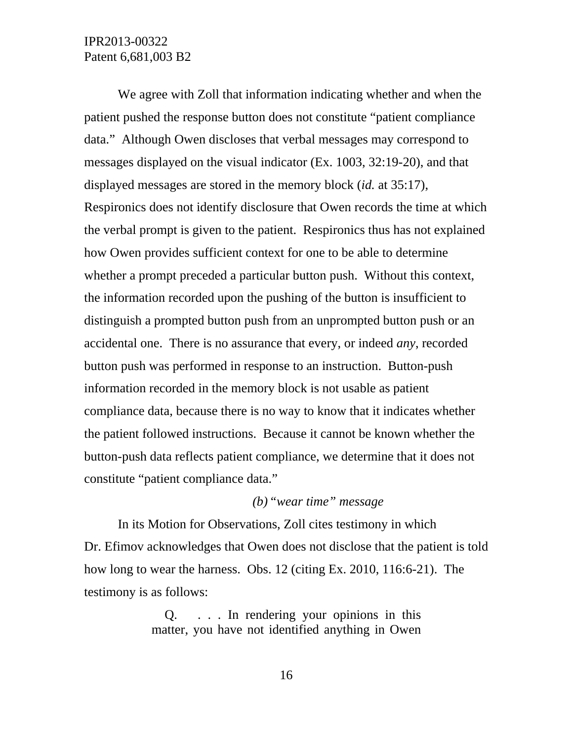We agree with Zoll that information indicating whether and when the patient pushed the response button does not constitute "patient compliance data." Although Owen discloses that verbal messages may correspond to messages displayed on the visual indicator (Ex. 1003, 32:19-20), and that displayed messages are stored in the memory block (*id.* at 35:17), Respironics does not identify disclosure that Owen records the time at which the verbal prompt is given to the patient. Respironics thus has not explained how Owen provides sufficient context for one to be able to determine whether a prompt preceded a particular button push. Without this context, the information recorded upon the pushing of the button is insufficient to distinguish a prompted button push from an unprompted button push or an accidental one. There is no assurance that every, or indeed *any*, recorded button push was performed in response to an instruction. Button-push information recorded in the memory block is not usable as patient compliance data, because there is no way to know that it indicates whether the patient followed instructions. Because it cannot be known whether the button-push data reflects patient compliance, we determine that it does not constitute "patient compliance data."

*(b) "wear time" message*

In its Motion for Observations, Zoll cites testimony in which Dr. Efimov acknowledges that Owen does not disclose that the patient is told how long to wear the harness. Obs. 12 (citing Ex. 2010, 116:6-21). The testimony is as follows:

> Q. . . . In rendering your opinions in this matter, you have not identified anything in Owen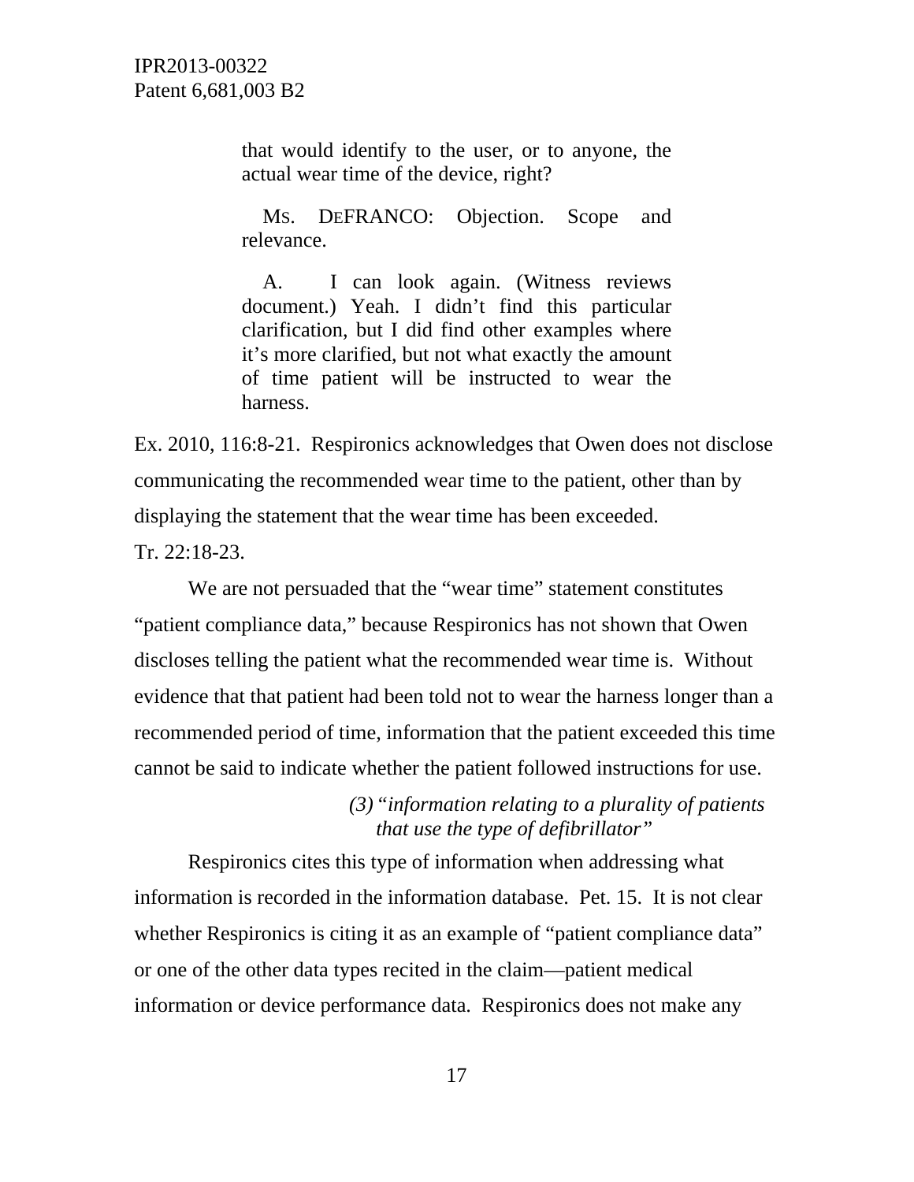> that would identify to the user, or to anyone, the actual wear time of the device, right?
>
> MS. DEFRANCO: Objection. Scope and relevance.
>
> A. I can look again. (Witness reviews document.) Yeah. I didn't find this particular clarification, but I did find other examples where it's more clarified, but not what exactly the amount of time patient will be instructed to wear the harness.

Ex. 2010, 116:8-21. Respironics acknowledges that Owen does not disclose communicating the recommended wear time to the patient, other than by displaying the statement that the wear time has been exceeded. Tr. 22:18-23.

We are not persuaded that the "wear time" statement constitutes "patient compliance data," because Respironics has not shown that Owen discloses telling the patient what the recommended wear time is. Without evidence that that patient had been told not to wear the harness longer than a recommended period of time, information that the patient exceeded this time cannot be said to indicate whether the patient followed instructions for use.

*(3) "information relating to a plurality of patients that use the type of defibrillator"*

Respironics cites this type of information when addressing what information is recorded in the information database. Pet. 15. It is not clear whether Respironics is citing it as an example of "patient compliance data" or one of the other data types recited in the claim—patient medical information or device performance data. Respironics does not make any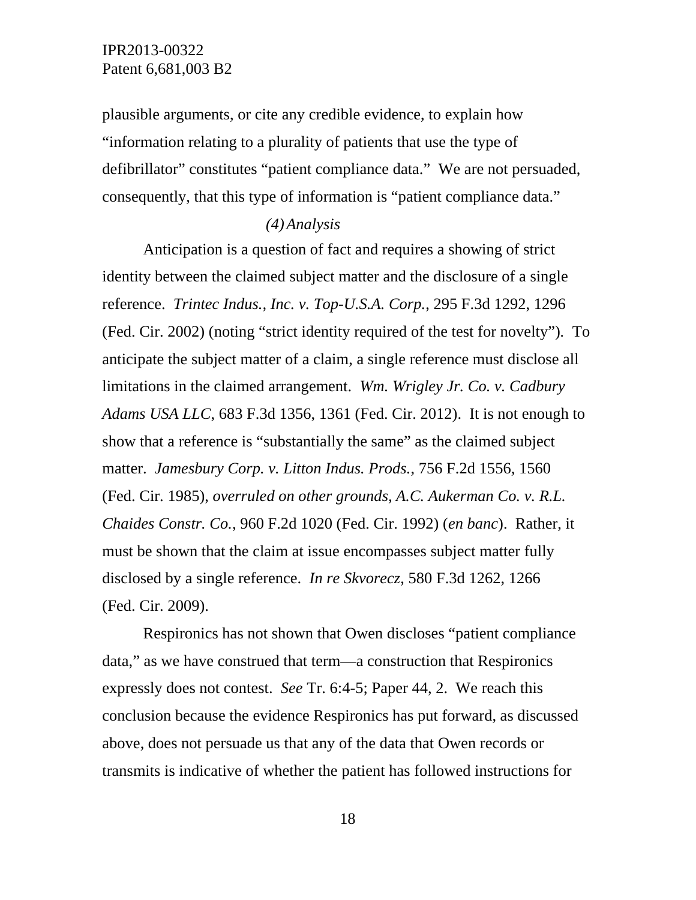plausible arguments, or cite any credible evidence, to explain how "information relating to a plurality of patients that use the type of defibrillator" constitutes "patient compliance data." We are not persuaded, consequently, that this type of information is "patient compliance data."

*(4) Analysis*

Anticipation is a question of fact and requires a showing of strict identity between the claimed subject matter and the disclosure of a single reference. *Trintec Indus., Inc. v. Top-U.S.A. Corp.*, 295 F.3d 1292, 1296 (Fed. Cir. 2002) (noting "strict identity required of the test for novelty"). To anticipate the subject matter of a claim, a single reference must disclose all limitations in the claimed arrangement. *Wm. Wrigley Jr. Co. v. Cadbury Adams USA LLC*, 683 F.3d 1356, 1361 (Fed. Cir. 2012). It is not enough to show that a reference is "substantially the same" as the claimed subject matter. *Jamesbury Corp. v. Litton Indus. Prods.*, 756 F.2d 1556, 1560 (Fed. Cir. 1985), *overruled on other grounds*, *A.C. Aukerman Co. v. R.L. Chaides Constr. Co.*, 960 F.2d 1020 (Fed. Cir. 1992) (*en banc*). Rather, it must be shown that the claim at issue encompasses subject matter fully disclosed by a single reference. *In re Skvorecz*, 580 F.3d 1262, 1266 (Fed. Cir. 2009).

Respironics has not shown that Owen discloses "patient compliance data," as we have construed that term—a construction that Respironics expressly does not contest. *See* Tr. 6:4-5; Paper 44, 2. We reach this conclusion because the evidence Respironics has put forward, as discussed above, does not persuade us that any of the data that Owen records or transmits is indicative of whether the patient has followed instructions for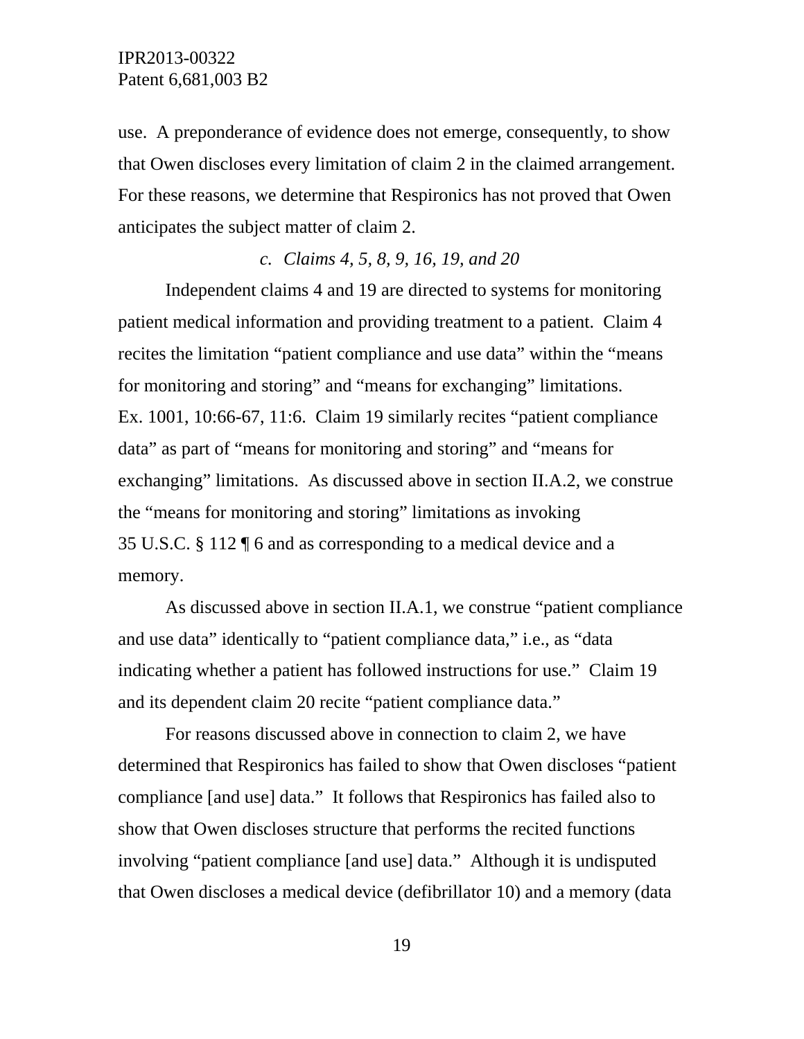use. A preponderance of evidence does not emerge, consequently, to show that Owen discloses every limitation of claim 2 in the claimed arrangement. For these reasons, we determine that Respironics has not proved that Owen anticipates the subject matter of claim 2.

*c. Claims 4, 5, 8, 9, 16, 19, and 20*

Independent claims 4 and 19 are directed to systems for monitoring patient medical information and providing treatment to a patient. Claim 4 recites the limitation "patient compliance and use data" within the "means for monitoring and storing" and "means for exchanging" limitations. Ex. 1001, 10:66-67, 11:6. Claim 19 similarly recites "patient compliance data" as part of "means for monitoring and storing" and "means for exchanging" limitations. As discussed above in section II.A.2, we construe the "means for monitoring and storing" limitations as invoking 35 U.S.C. § 112 ¶ 6 and as corresponding to a medical device and a memory.

As discussed above in section II.A.1, we construe "patient compliance and use data" identically to "patient compliance data," i.e., as "data indicating whether a patient has followed instructions for use." Claim 19 and its dependent claim 20 recite "patient compliance data."

For reasons discussed above in connection to claim 2, we have determined that Respironics has failed to show that Owen discloses "patient compliance [and use] data." It follows that Respironics has failed also to show that Owen discloses structure that performs the recited functions involving "patient compliance [and use] data." Although it is undisputed that Owen discloses a medical device (defibrillator 10) and a memory (data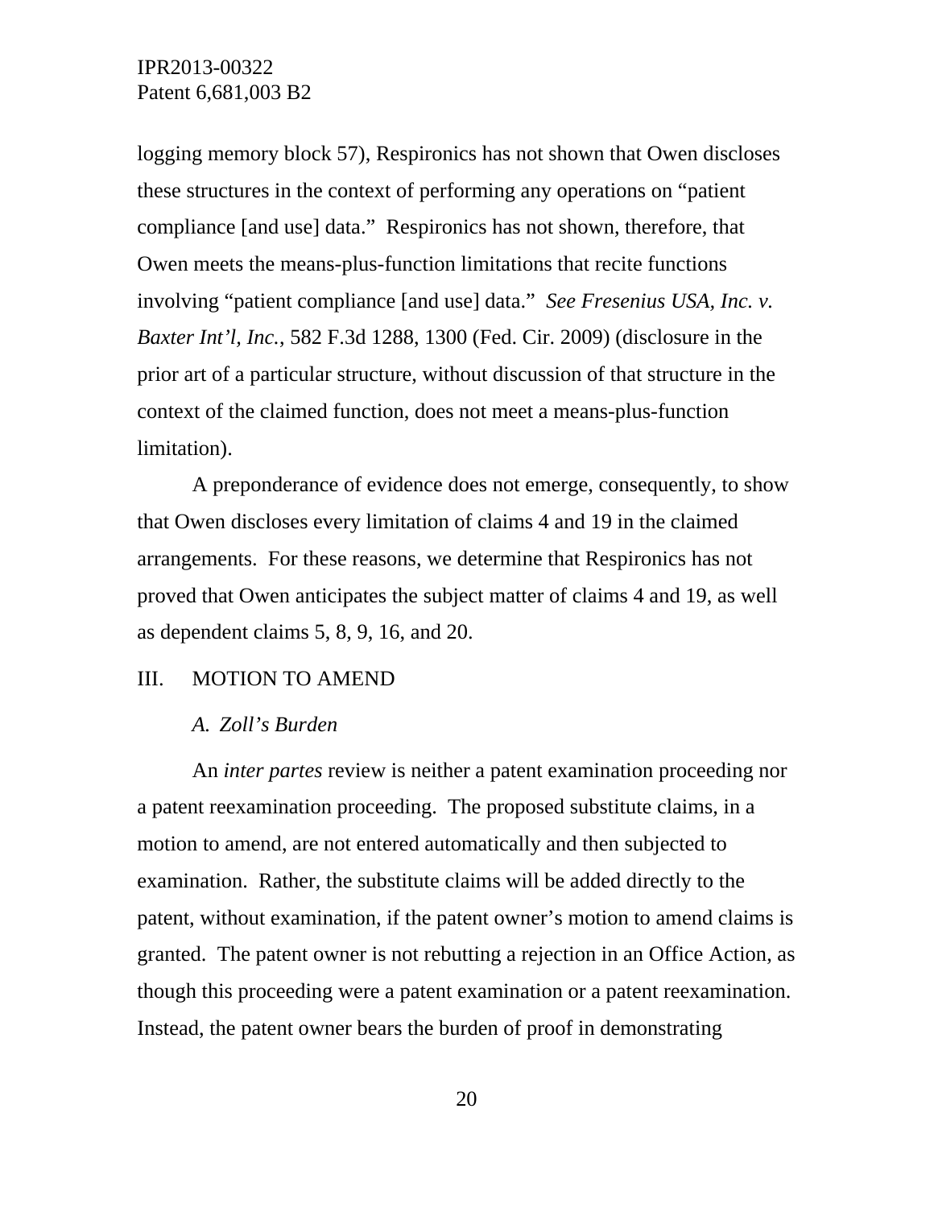logging memory block 57), Respironics has not shown that Owen discloses these structures in the context of performing any operations on "patient compliance [and use] data." Respironics has not shown, therefore, that Owen meets the means-plus-function limitations that recite functions involving "patient compliance [and use] data." *See Fresenius USA, Inc. v. Baxter Int'l, Inc.*, 582 F.3d 1288, 1300 (Fed. Cir. 2009) (disclosure in the prior art of a particular structure, without discussion of that structure in the context of the claimed function, does not meet a means-plus-function limitation).

A preponderance of evidence does not emerge, consequently, to show that Owen discloses every limitation of claims 4 and 19 in the claimed arrangements. For these reasons, we determine that Respironics has not proved that Owen anticipates the subject matter of claims 4 and 19, as well as dependent claims 5, 8, 9, 16, and 20.

## III. MOTION TO AMEND

### *A. Zoll's Burden*

An *inter partes* review is neither a patent examination proceeding nor a patent reexamination proceeding. The proposed substitute claims, in a motion to amend, are not entered automatically and then subjected to examination. Rather, the substitute claims will be added directly to the patent, without examination, if the patent owner's motion to amend claims is granted. The patent owner is not rebutting a rejection in an Office Action, as though this proceeding were a patent examination or a patent reexamination. Instead, the patent owner bears the burden of proof in demonstrating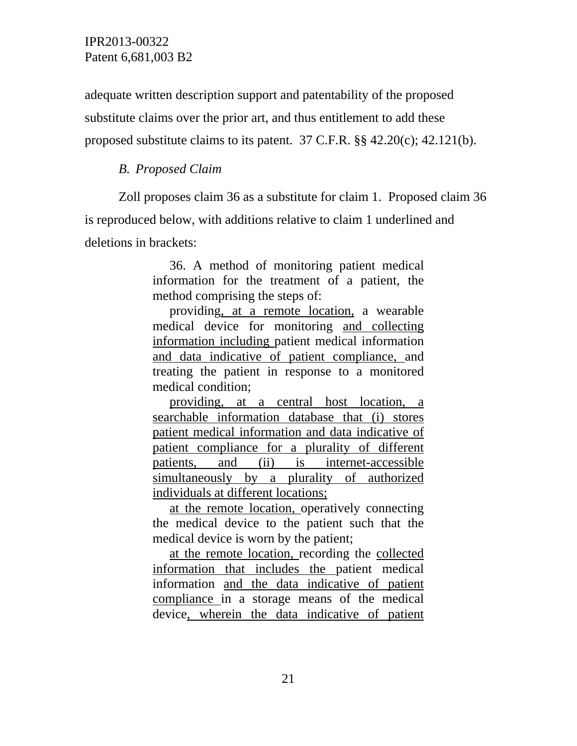adequate written description support and patentability of the proposed substitute claims over the prior art, and thus entitlement to add these proposed substitute claims to its patent. 37 C.F.R. §§ 42.20(c); 42.121(b).

### *B. Proposed Claim*

Zoll proposes claim 36 as a substitute for claim 1. Proposed claim 36 is reproduced below, with additions relative to claim 1 underlined and deletions in brackets:

> 36. A method of monitoring patient medical information for the treatment of a patient, the method comprising the steps of:
>
> providing<u>, at a remote location,</u> a wearable medical device for monitoring <u>and collecting information including</u> patient medical information <u>and data indicative of patient compliance,</u> and treating the patient in response to a monitored medical condition;
>
> <u>providing, at a central host location, a searchable information database that (i) stores patient medical information and data indicative of patient compliance for a plurality of different patients, and (ii) is internet-accessible simultaneously by a plurality of authorized individuals at different locations;</u>
>
> <u>at the remote location,</u> operatively connecting the medical device to the patient such that the medical device is worn by the patient;
>
> <u>at the remote location,</u> recording the <u>collected information that includes the</u> patient medical information <u>and the data indicative of patient compliance</u> in a storage means of the medical device<u>, wherein the data indicative of patient</u>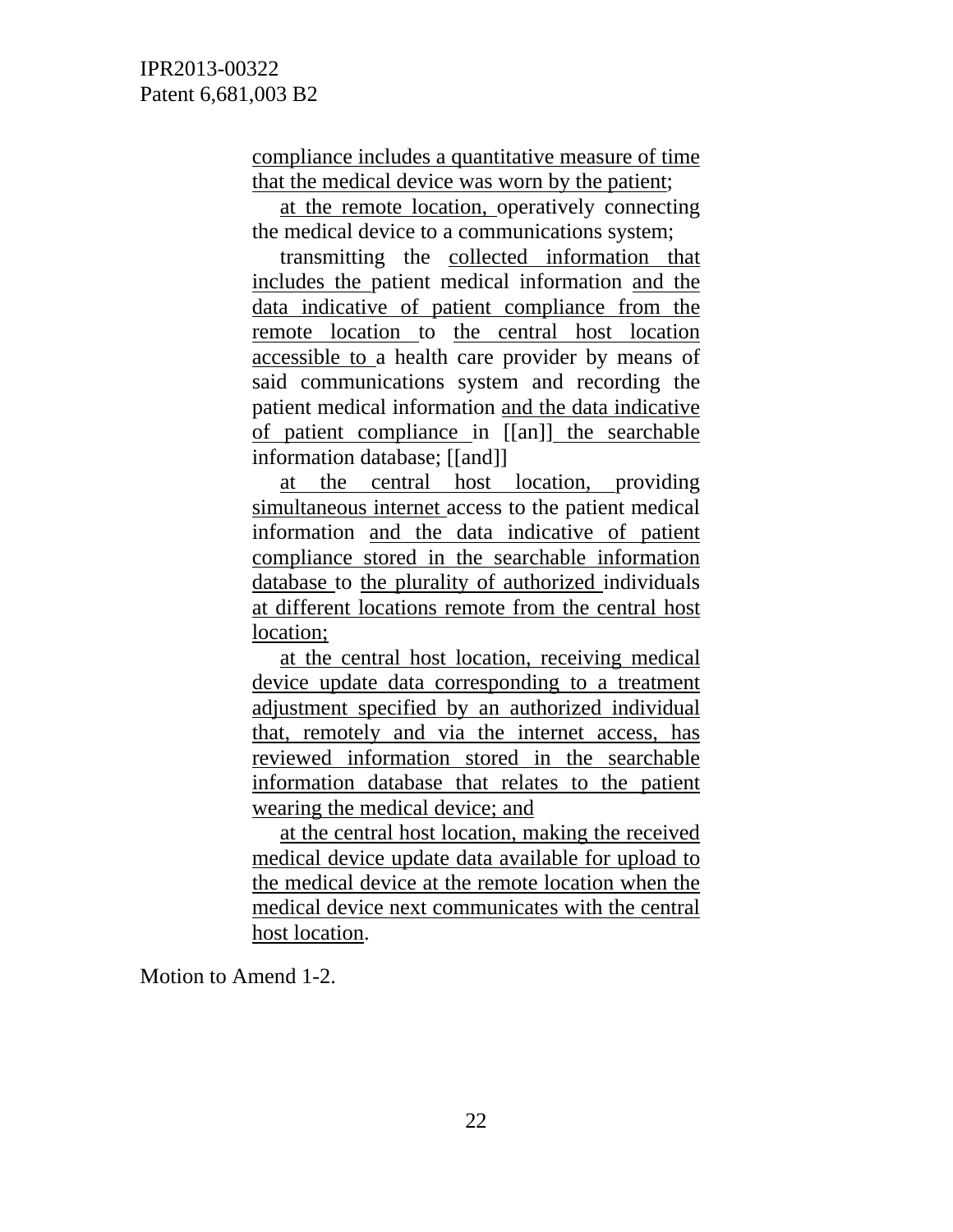compliance includes a quantitative measure of time that the medical device was worn by the patient;

at the remote location, operatively connecting the medical device to a communications system;

transmitting the collected information that includes the patient medical information and the data indicative of patient compliance from the remote location to the central host location accessible to a health care provider by means of said communications system and recording the patient medical information and the data indicative of patient compliance in [[an]] the searchable information database; [[and]]

at the central host location, providing simultaneous internet access to the patient medical information and the data indicative of patient compliance stored in the searchable information database to the plurality of authorized individuals at different locations remote from the central host location;

at the central host location, receiving medical device update data corresponding to a treatment adjustment specified by an authorized individual that, remotely and via the internet access, has reviewed information stored in the searchable information database that relates to the patient wearing the medical device; and

at the central host location, making the received medical device update data available for upload to the medical device at the remote location when the medical device next communicates with the central host location.

Motion to Amend 1-2.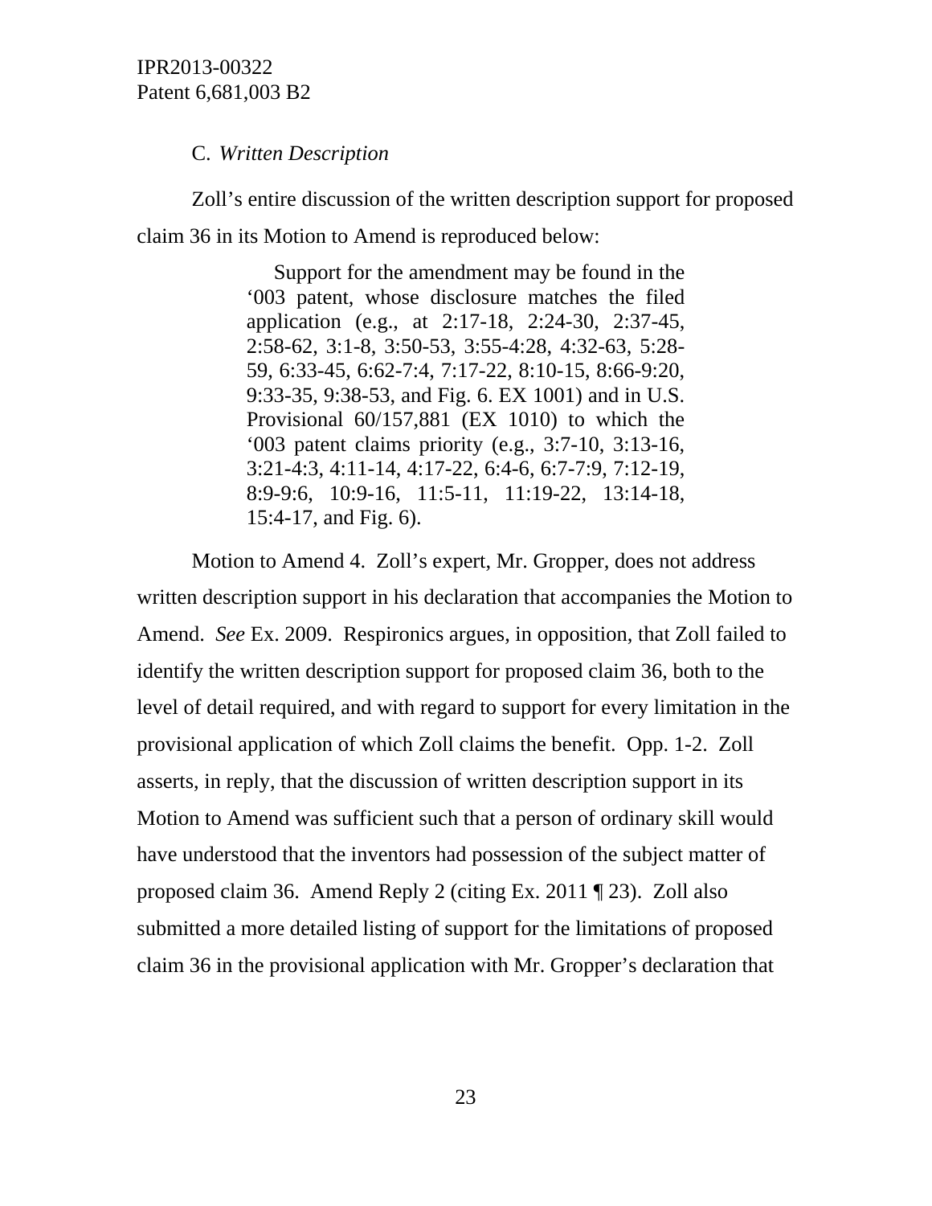C. *Written Description*

Zoll's entire discussion of the written description support for proposed claim 36 in its Motion to Amend is reproduced below:

> Support for the amendment may be found in the '003 patent, whose disclosure matches the filed application (e.g., at 2:17-18, 2:24-30, 2:37-45, 2:58-62, 3:1-8, 3:50-53, 3:55-4:28, 4:32-63, 5:28-59, 6:33-45, 6:62-7:4, 7:17-22, 8:10-15, 8:66-9:20, 9:33-35, 9:38-53, and Fig. 6. EX 1001) and in U.S. Provisional 60/157,881 (EX 1010) to which the '003 patent claims priority (e.g., 3:7-10, 3:13-16, 3:21-4:3, 4:11-14, 4:17-22, 6:4-6, 6:7-7:9, 7:12-19, 8:9-9:6, 10:9-16, 11:5-11, 11:19-22, 13:14-18, 15:4-17, and Fig. 6).

Motion to Amend 4. Zoll's expert, Mr. Gropper, does not address written description support in his declaration that accompanies the Motion to Amend. *See* Ex. 2009. Respironics argues, in opposition, that Zoll failed to identify the written description support for proposed claim 36, both to the level of detail required, and with regard to support for every limitation in the provisional application of which Zoll claims the benefit. Opp. 1-2. Zoll asserts, in reply, that the discussion of written description support in its Motion to Amend was sufficient such that a person of ordinary skill would have understood that the inventors had possession of the subject matter of proposed claim 36. Amend Reply 2 (citing Ex. 2011 ¶ 23). Zoll also submitted a more detailed listing of support for the limitations of proposed claim 36 in the provisional application with Mr. Gropper's declaration that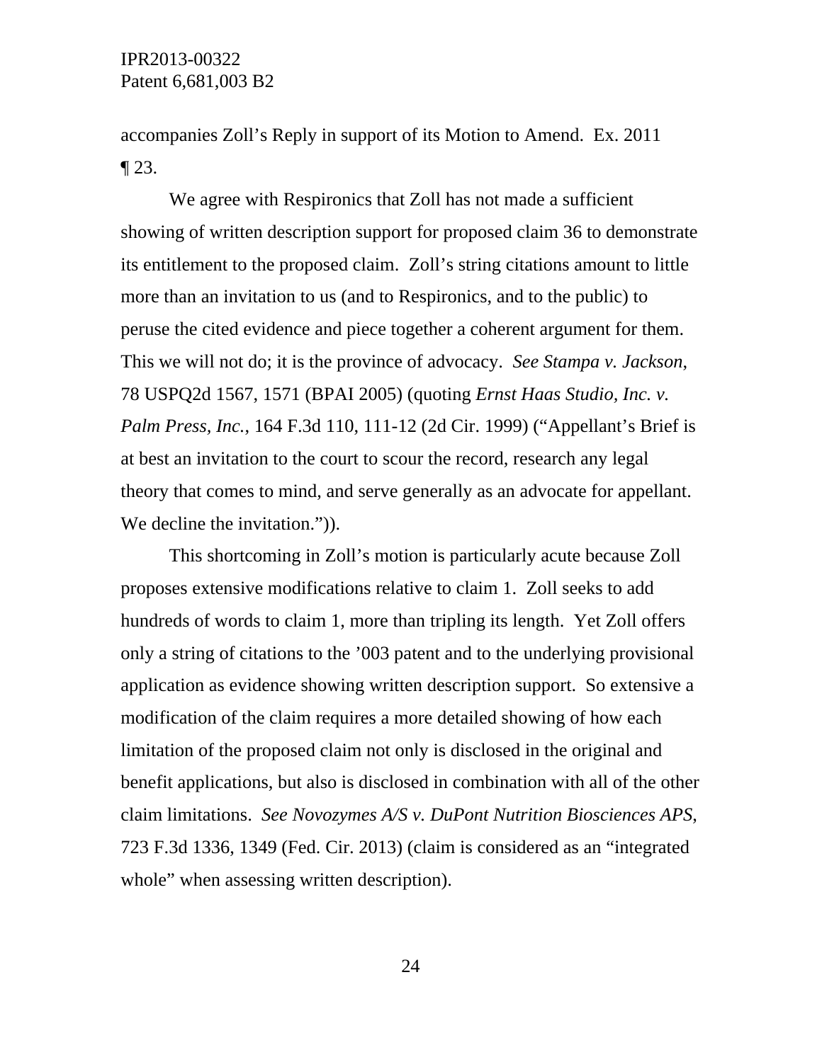accompanies Zoll's Reply in support of its Motion to Amend. Ex. 2011 ¶ 23.

We agree with Respironics that Zoll has not made a sufficient showing of written description support for proposed claim 36 to demonstrate its entitlement to the proposed claim. Zoll's string citations amount to little more than an invitation to us (and to Respironics, and to the public) to peruse the cited evidence and piece together a coherent argument for them. This we will not do; it is the province of advocacy. *See Stampa v. Jackson*, 78 USPQ2d 1567, 1571 (BPAI 2005) (quoting *Ernst Haas Studio, Inc. v. Palm Press, Inc.*, 164 F.3d 110, 111-12 (2d Cir. 1999) ("Appellant's Brief is at best an invitation to the court to scour the record, research any legal theory that comes to mind, and serve generally as an advocate for appellant. We decline the invitation.")).

This shortcoming in Zoll's motion is particularly acute because Zoll proposes extensive modifications relative to claim 1. Zoll seeks to add hundreds of words to claim 1, more than tripling its length. Yet Zoll offers only a string of citations to the '003 patent and to the underlying provisional application as evidence showing written description support. So extensive a modification of the claim requires a more detailed showing of how each limitation of the proposed claim not only is disclosed in the original and benefit applications, but also is disclosed in combination with all of the other claim limitations. *See Novozymes A/S v. DuPont Nutrition Biosciences APS*, 723 F.3d 1336, 1349 (Fed. Cir. 2013) (claim is considered as an "integrated whole" when assessing written description).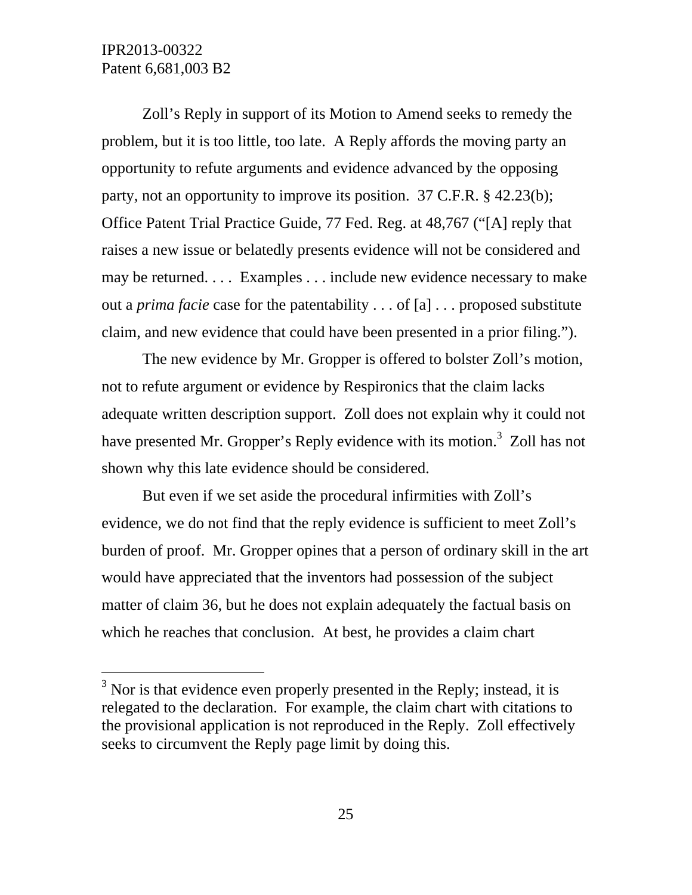Zoll's Reply in support of its Motion to Amend seeks to remedy the problem, but it is too little, too late. A Reply affords the moving party an opportunity to refute arguments and evidence advanced by the opposing party, not an opportunity to improve its position. 37 C.F.R. § 42.23(b); Office Patent Trial Practice Guide, 77 Fed. Reg. at 48,767 ("[A] reply that raises a new issue or belatedly presents evidence will not be considered and may be returned. . . . Examples . . . include new evidence necessary to make out a *prima facie* case for the patentability . . . of [a] . . . proposed substitute claim, and new evidence that could have been presented in a prior filing.").

The new evidence by Mr. Gropper is offered to bolster Zoll's motion, not to refute argument or evidence by Respironics that the claim lacks adequate written description support. Zoll does not explain why it could not have presented Mr. Gropper's Reply evidence with its motion.[3] Zoll has not shown why this late evidence should be considered.

But even if we set aside the procedural infirmities with Zoll's evidence, we do not find that the reply evidence is sufficient to meet Zoll's burden of proof. Mr. Gropper opines that a person of ordinary skill in the art would have appreciated that the inventors had possession of the subject matter of claim 36, but he does not explain adequately the factual basis on which he reaches that conclusion. At best, he provides a claim chart

[3] Nor is that evidence even properly presented in the Reply; instead, it is relegated to the declaration. For example, the claim chart with citations to the provisional application is not reproduced in the Reply. Zoll effectively seeks to circumvent the Reply page limit by doing this.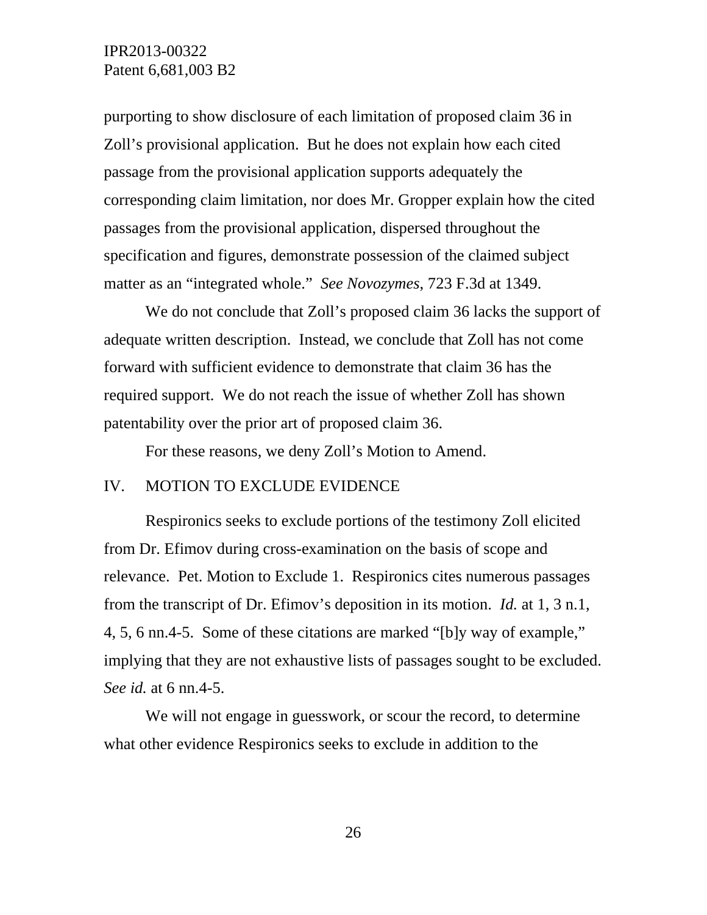purporting to show disclosure of each limitation of proposed claim 36 in Zoll's provisional application. But he does not explain how each cited passage from the provisional application supports adequately the corresponding claim limitation, nor does Mr. Gropper explain how the cited passages from the provisional application, dispersed throughout the specification and figures, demonstrate possession of the claimed subject matter as an "integrated whole." *See Novozymes*, 723 F.3d at 1349.

We do not conclude that Zoll's proposed claim 36 lacks the support of adequate written description. Instead, we conclude that Zoll has not come forward with sufficient evidence to demonstrate that claim 36 has the required support. We do not reach the issue of whether Zoll has shown patentability over the prior art of proposed claim 36.

For these reasons, we deny Zoll's Motion to Amend.

## IV. MOTION TO EXCLUDE EVIDENCE

Respironics seeks to exclude portions of the testimony Zoll elicited from Dr. Efimov during cross-examination on the basis of scope and relevance. Pet. Motion to Exclude 1. Respironics cites numerous passages from the transcript of Dr. Efimov's deposition in its motion. *Id.* at 1, 3 n.1, 4, 5, 6 nn.4-5. Some of these citations are marked "[b]y way of example," implying that they are not exhaustive lists of passages sought to be excluded. *See id.* at 6 nn.4-5.

We will not engage in guesswork, or scour the record, to determine what other evidence Respironics seeks to exclude in addition to the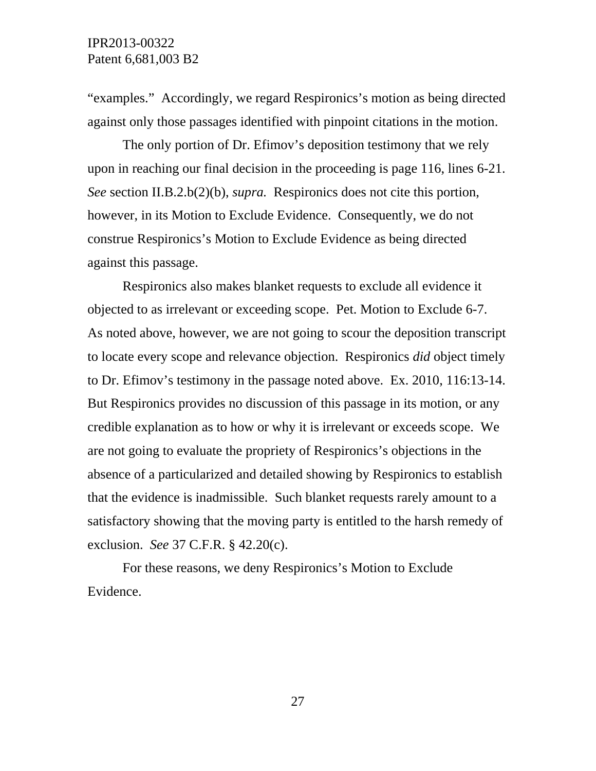"examples." Accordingly, we regard Respironics's motion as being directed against only those passages identified with pinpoint citations in the motion.

The only portion of Dr. Efimov's deposition testimony that we rely upon in reaching our final decision in the proceeding is page 116, lines 6-21. *See* section II.B.2.b(2)(b), *supra.* Respironics does not cite this portion, however, in its Motion to Exclude Evidence. Consequently, we do not construe Respironics's Motion to Exclude Evidence as being directed against this passage.

Respironics also makes blanket requests to exclude all evidence it objected to as irrelevant or exceeding scope. Pet. Motion to Exclude 6-7. As noted above, however, we are not going to scour the deposition transcript to locate every scope and relevance objection. Respironics *did* object timely to Dr. Efimov's testimony in the passage noted above. Ex. 2010, 116:13-14. But Respironics provides no discussion of this passage in its motion, or any credible explanation as to how or why it is irrelevant or exceeds scope. We are not going to evaluate the propriety of Respironics's objections in the absence of a particularized and detailed showing by Respironics to establish that the evidence is inadmissible. Such blanket requests rarely amount to a satisfactory showing that the moving party is entitled to the harsh remedy of exclusion. *See* 37 C.F.R. § 42.20(c).

For these reasons, we deny Respironics's Motion to Exclude Evidence.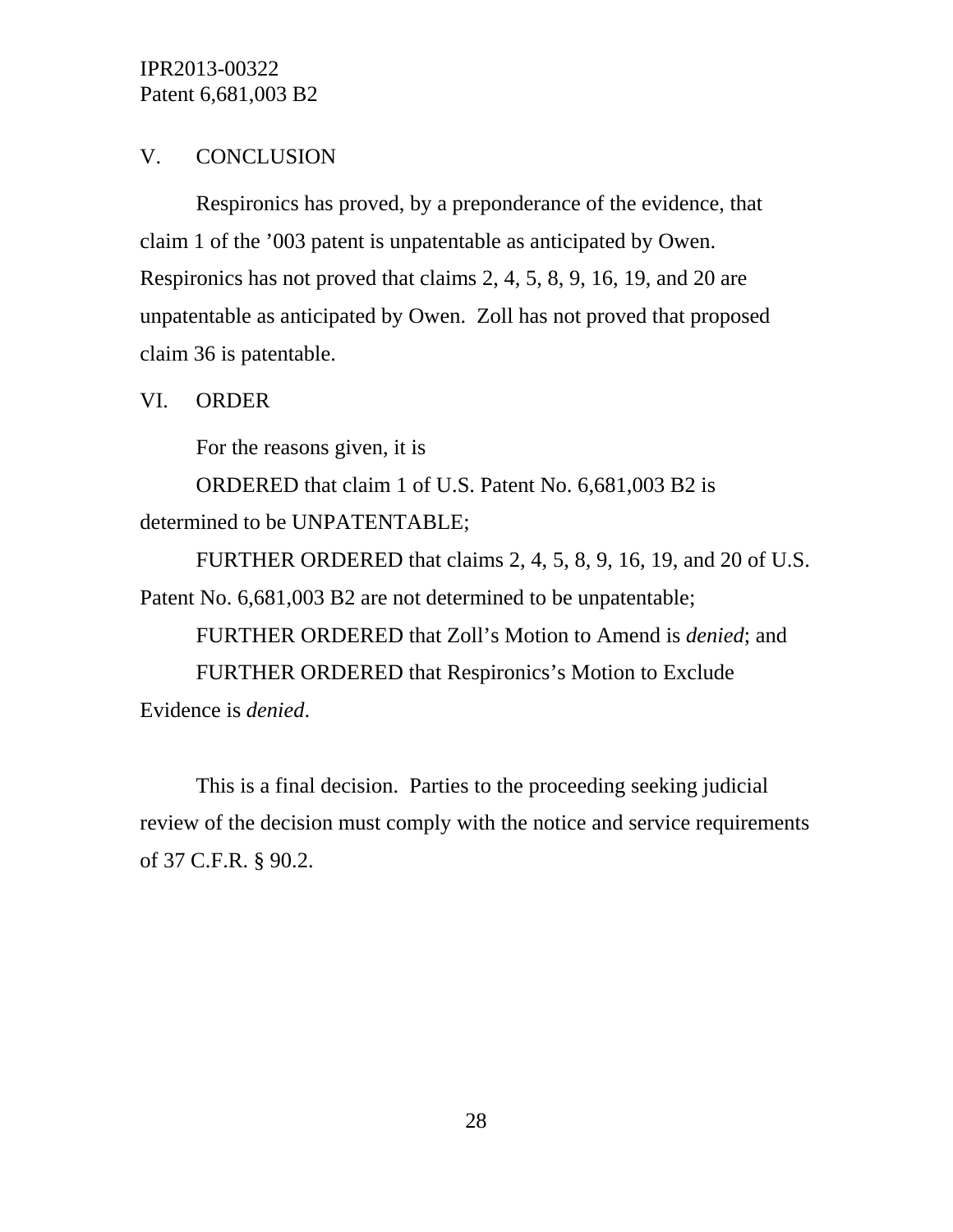## V. CONCLUSION

Respironics has proved, by a preponderance of the evidence, that claim 1 of the ’003 patent is unpatentable as anticipated by Owen. Respironics has not proved that claims 2, 4, 5, 8, 9, 16, 19, and 20 are unpatentable as anticipated by Owen. Zoll has not proved that proposed claim 36 is patentable.

## VI. ORDER

For the reasons given, it is

ORDERED that claim 1 of U.S. Patent No. 6,681,003 B2 is determined to be UNPATENTABLE;

FURTHER ORDERED that claims 2, 4, 5, 8, 9, 16, 19, and 20 of U.S. Patent No. 6,681,003 B2 are not determined to be unpatentable;

FURTHER ORDERED that Zoll’s Motion to Amend is *denied*; and

FURTHER ORDERED that Respironics’s Motion to Exclude Evidence is *denied*.

This is a final decision. Parties to the proceeding seeking judicial review of the decision must comply with the notice and service requirements of 37 C.F.R. § 90.2.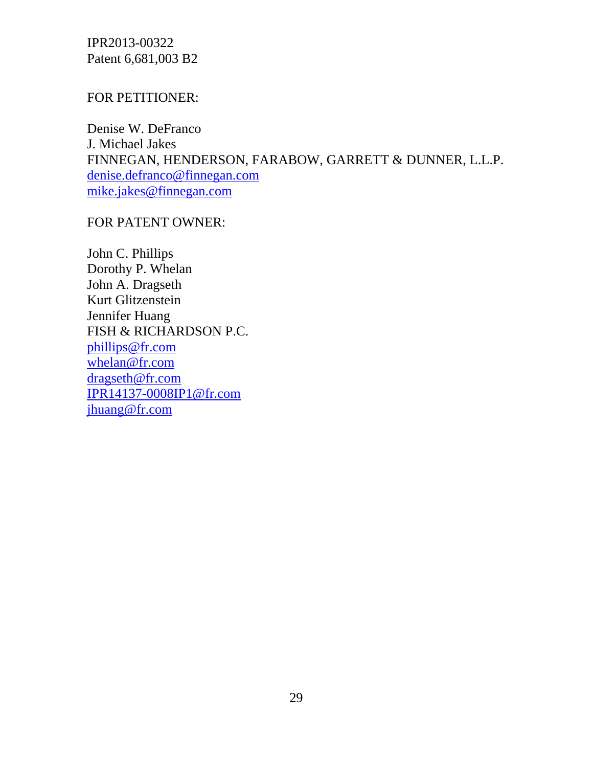IPR2013-00322
Patent 6,681,003 B2

FOR PETITIONER:

Denise W. DeFranco
J. Michael Jakes
FINNEGAN, HENDERSON, FARABOW, GARRETT & DUNNER, L.L.P.
denise.defranco@finnegan.com
mike.jakes@finnegan.com

FOR PATENT OWNER:

John C. Phillips
Dorothy P. Whelan
John A. Dragseth
Kurt Glitzenstein
Jennifer Huang
FISH & RICHARDSON P.C.
phillips@fr.com
whelan@fr.com
dragseth@fr.com
IPR14137-0008IP1@fr.com
jhuang@fr.com